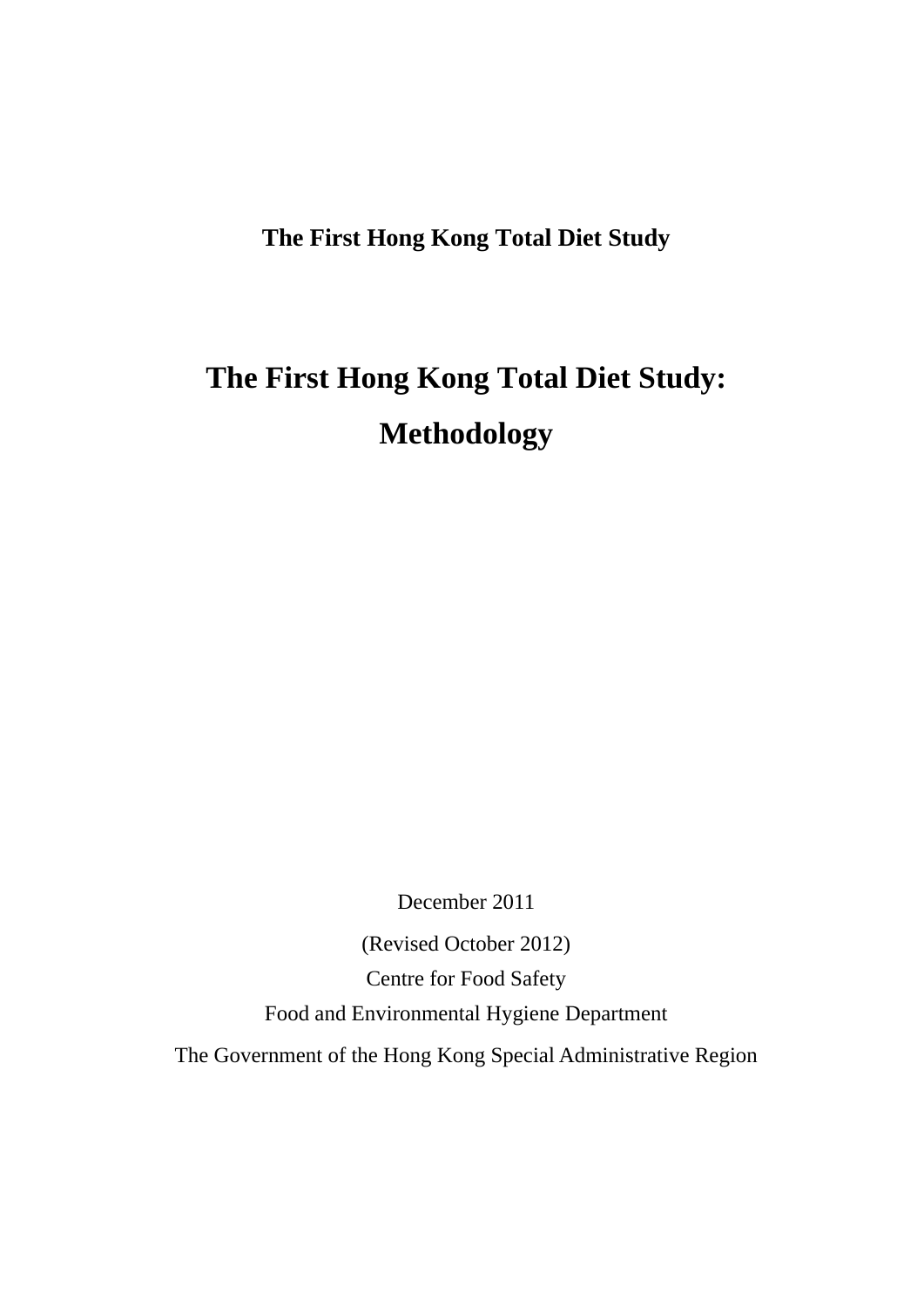**The First Hong Kong Total Diet Study**

# The First Hong Kong Total Diet Study: Methodology

December 2011

(Revised October 2012)

Centre for Food Safety

Food and Environmental Hygiene Department

The Government of the Hong Kong Special Administrative Region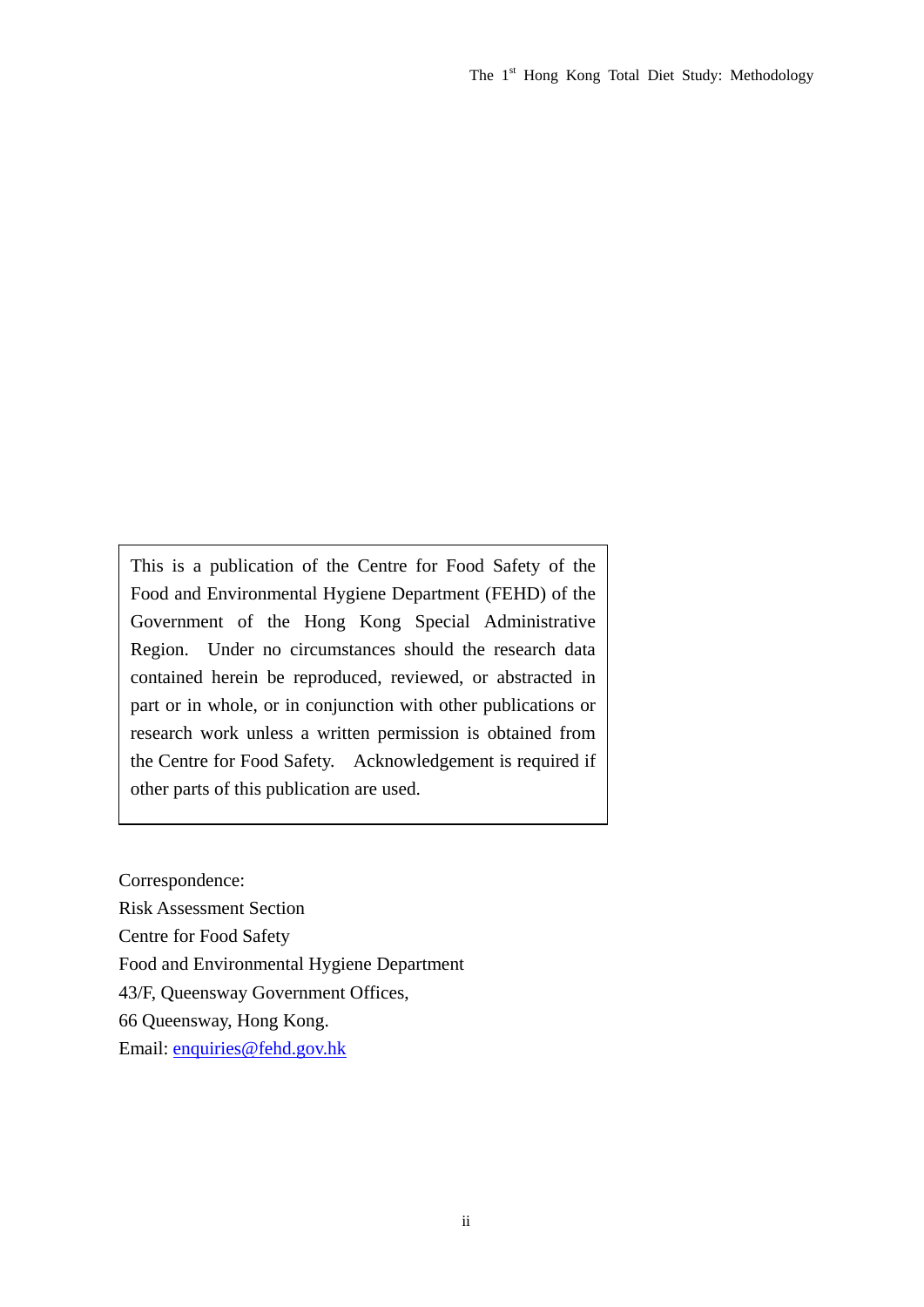This is a publication of the Centre for Food Safety of the Food and Environmental Hygiene Department (FEHD) of the Government of the Hong Kong Special Administrative Region. Under no circumstances should the research data contained herein be reproduced, reviewed, or abstracted in part or in whole, or in conjunction with other publications or research work unless a written permission is obtained from the Centre for Food Safety. Acknowledgement is required if other parts of this publication are used.

Correspondence:
Risk Assessment Section
Centre for Food Safety
Food and Environmental Hygiene Department
43/F, Queensway Government Offices,
66 Queensway, Hong Kong.
Email: enquiries@fehd.gov.hk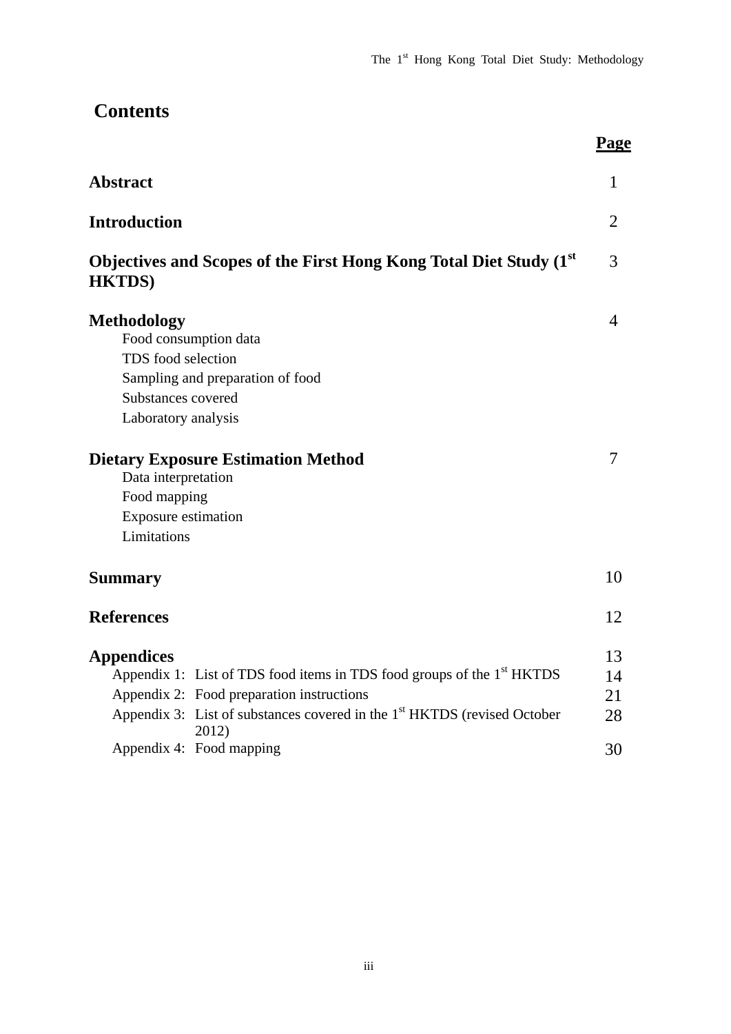# Contents

| | Page |
|---|---|
| **Abstract** | 1 |
| **Introduction** | 2 |
| **Objectives and Scopes of the First Hong Kong Total Diet Study (1st HKTDS)** | 3 |
| **Methodology** | 4 |
| Food consumption data | |
| TDS food selection | |
| Sampling and preparation of food | |
| Substances covered | |
| Laboratory analysis | |
| **Dietary Exposure Estimation Method** | 7 |
| Data interpretation | |
| Food mapping | |
| Exposure estimation | |
| Limitations | |
| **Summary** | 10 |
| **References** | 12 |
| **Appendices** | 13 |
| Appendix 1: List of TDS food items in TDS food groups of the 1st HKTDS | 14 |
| Appendix 2: Food preparation instructions | 21 |
| Appendix 3: List of substances covered in the 1st HKTDS (revised October 2012) | 28 |
| Appendix 4: Food mapping | 30 |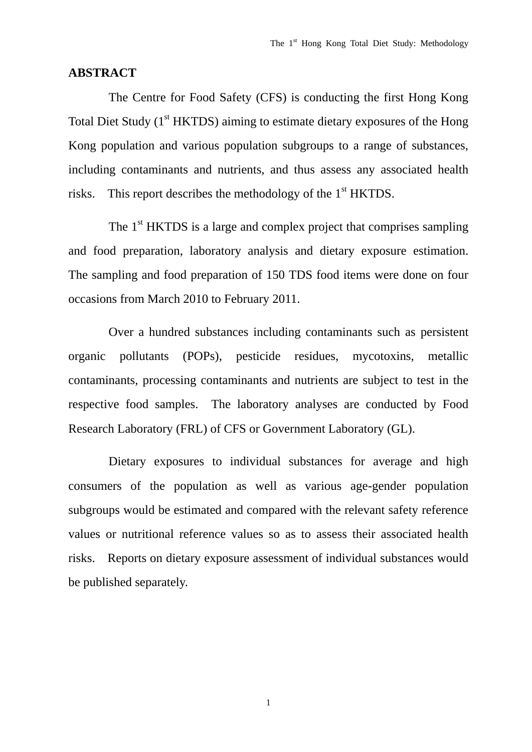## ABSTRACT

The Centre for Food Safety (CFS) is conducting the first Hong Kong Total Diet Study (1st HKTDS) aiming to estimate dietary exposures of the Hong Kong population and various population subgroups to a range of substances, including contaminants and nutrients, and thus assess any associated health risks. This report describes the methodology of the 1st HKTDS.

The 1st HKTDS is a large and complex project that comprises sampling and food preparation, laboratory analysis and dietary exposure estimation. The sampling and food preparation of 150 TDS food items were done on four occasions from March 2010 to February 2011.

Over a hundred substances including contaminants such as persistent organic pollutants (POPs), pesticide residues, mycotoxins, metallic contaminants, processing contaminants and nutrients are subject to test in the respective food samples. The laboratory analyses are conducted by Food Research Laboratory (FRL) of CFS or Government Laboratory (GL).

Dietary exposures to individual substances for average and high consumers of the population as well as various age-gender population subgroups would be estimated and compared with the relevant safety reference values or nutritional reference values so as to assess their associated health risks. Reports on dietary exposure assessment of individual substances would be published separately.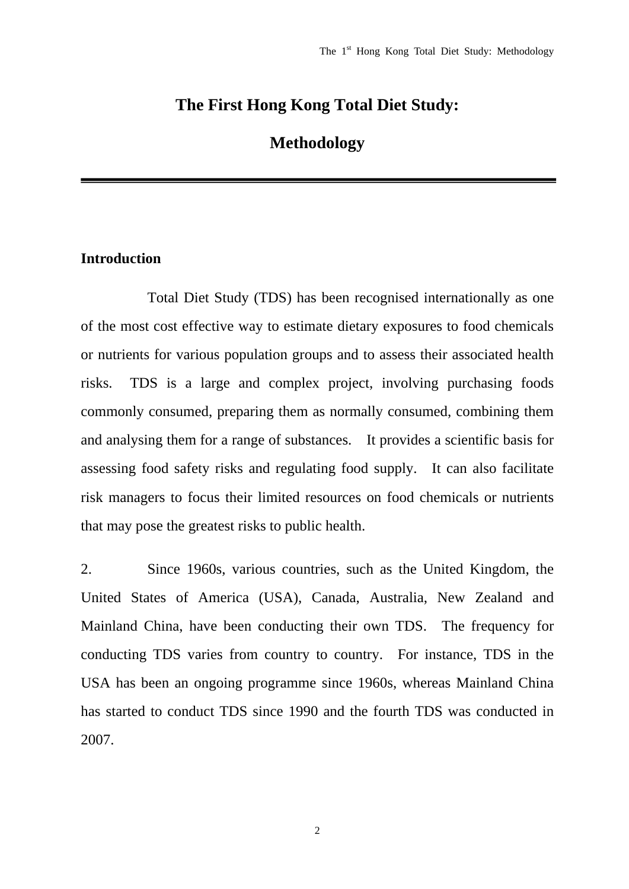# The First Hong Kong Total Diet Study: Methodology

## Introduction

Total Diet Study (TDS) has been recognised internationally as one of the most cost effective way to estimate dietary exposures to food chemicals or nutrients for various population groups and to assess their associated health risks. TDS is a large and complex project, involving purchasing foods commonly consumed, preparing them as normally consumed, combining them and analysing them for a range of substances. It provides a scientific basis for assessing food safety risks and regulating food supply. It can also facilitate risk managers to focus their limited resources on food chemicals or nutrients that may pose the greatest risks to public health.

2. Since 1960s, various countries, such as the United Kingdom, the United States of America (USA), Canada, Australia, New Zealand and Mainland China, have been conducting their own TDS. The frequency for conducting TDS varies from country to country. For instance, TDS in the USA has been an ongoing programme since 1960s, whereas Mainland China has started to conduct TDS since 1990 and the fourth TDS was conducted in 2007.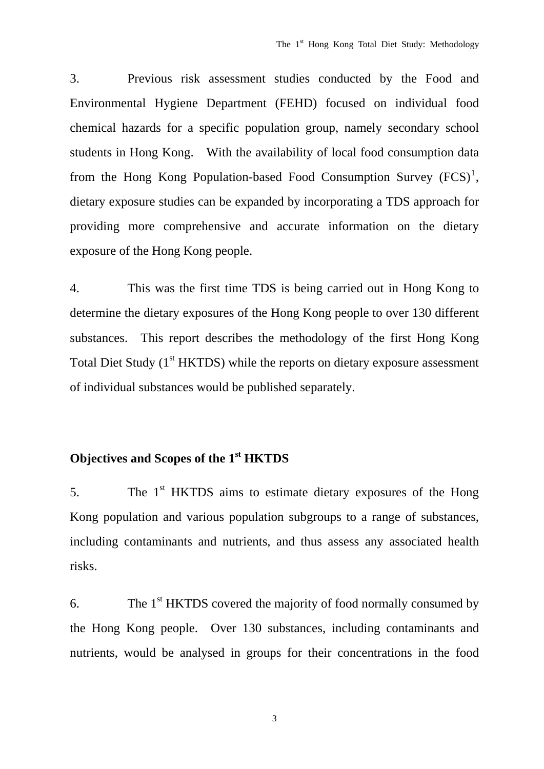3. Previous risk assessment studies conducted by the Food and Environmental Hygiene Department (FEHD) focused on individual food chemical hazards for a specific population group, namely secondary school students in Hong Kong. With the availability of local food consumption data from the Hong Kong Population-based Food Consumption Survey (FCS)[1], dietary exposure studies can be expanded by incorporating a TDS approach for providing more comprehensive and accurate information on the dietary exposure of the Hong Kong people.

4. This was the first time TDS is being carried out in Hong Kong to determine the dietary exposures of the Hong Kong people to over 130 different substances. This report describes the methodology of the first Hong Kong Total Diet Study (1st HKTDS) while the reports on dietary exposure assessment of individual substances would be published separately.

## Objectives and Scopes of the 1st HKTDS

5. The 1st HKTDS aims to estimate dietary exposures of the Hong Kong population and various population subgroups to a range of substances, including contaminants and nutrients, and thus assess any associated health risks.

6. The 1st HKTDS covered the majority of food normally consumed by the Hong Kong people. Over 130 substances, including contaminants and nutrients, would be analysed in groups for their concentrations in the food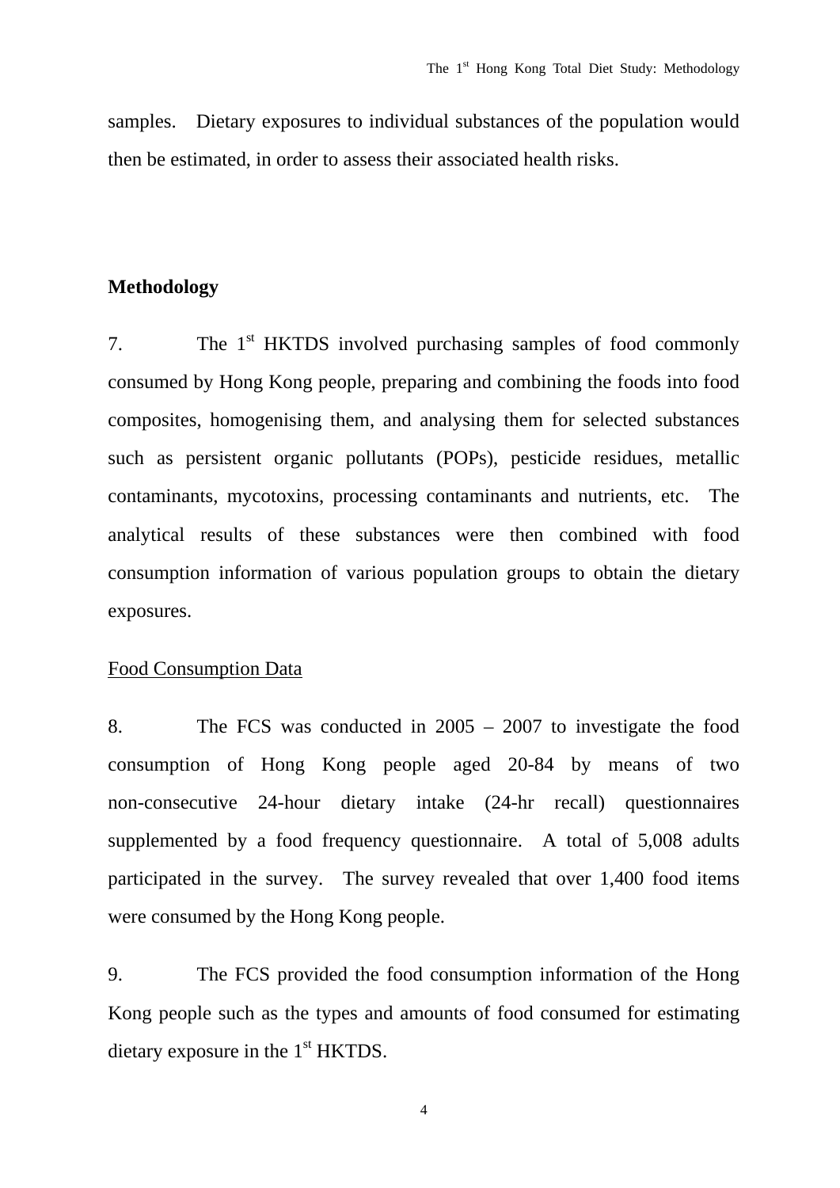samples. Dietary exposures to individual substances of the population would then be estimated, in order to assess their associated health risks.

## Methodology

7. The 1st HKTDS involved purchasing samples of food commonly consumed by Hong Kong people, preparing and combining the foods into food composites, homogenising them, and analysing them for selected substances such as persistent organic pollutants (POPs), pesticide residues, metallic contaminants, mycotoxins, processing contaminants and nutrients, etc. The analytical results of these substances were then combined with food consumption information of various population groups to obtain the dietary exposures.

### Food Consumption Data

8. The FCS was conducted in 2005 – 2007 to investigate the food consumption of Hong Kong people aged 20-84 by means of two non-consecutive 24-hour dietary intake (24-hr recall) questionnaires supplemented by a food frequency questionnaire. A total of 5,008 adults participated in the survey. The survey revealed that over 1,400 food items were consumed by the Hong Kong people.

9. The FCS provided the food consumption information of the Hong Kong people such as the types and amounts of food consumed for estimating dietary exposure in the 1st HKTDS.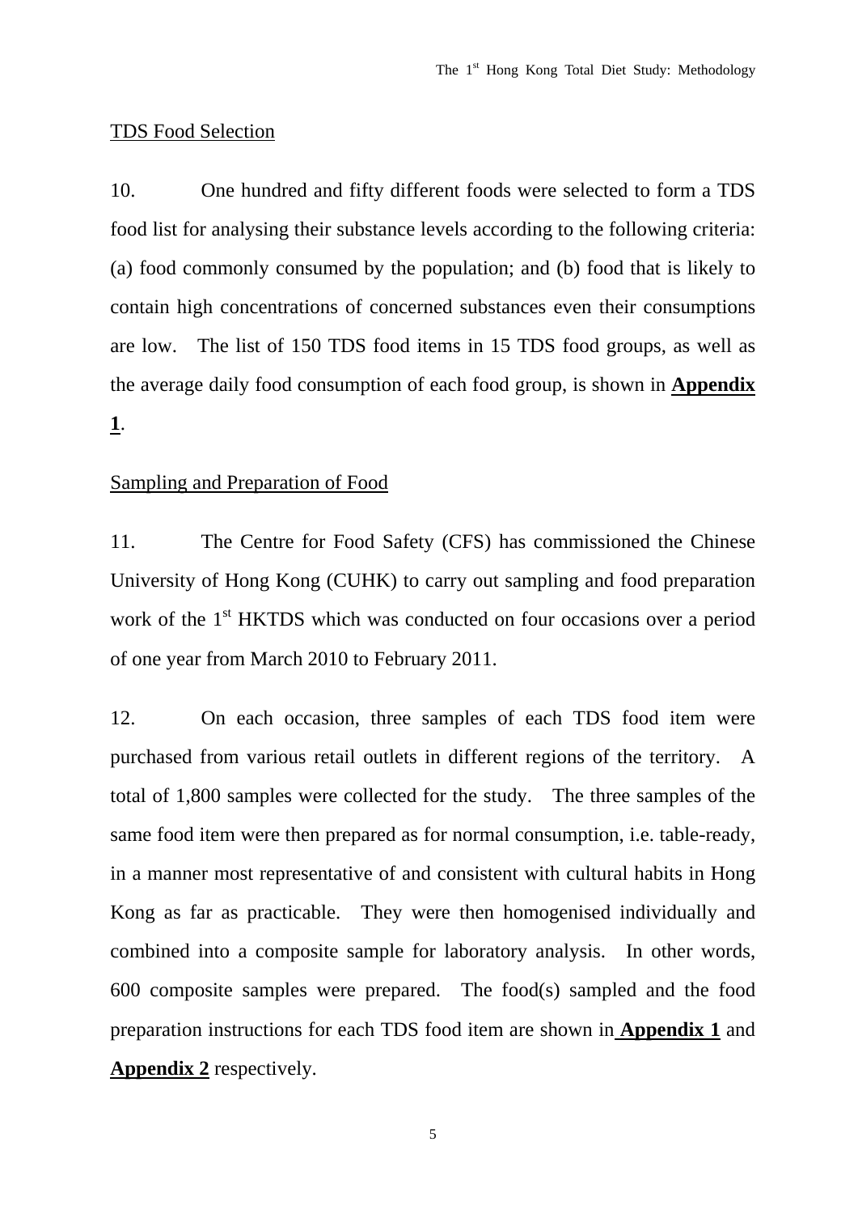## TDS Food Selection

10. One hundred and fifty different foods were selected to form a TDS food list for analysing their substance levels according to the following criteria: (a) food commonly consumed by the population; and (b) food that is likely to contain high concentrations of concerned substances even their consumptions are low. The list of 150 TDS food items in 15 TDS food groups, as well as the average daily food consumption of each food group, is shown in **Appendix 1**.

## Sampling and Preparation of Food

11. The Centre for Food Safety (CFS) has commissioned the Chinese University of Hong Kong (CUHK) to carry out sampling and food preparation work of the 1st HKTDS which was conducted on four occasions over a period of one year from March 2010 to February 2011.

12. On each occasion, three samples of each TDS food item were purchased from various retail outlets in different regions of the territory. A total of 1,800 samples were collected for the study. The three samples of the same food item were then prepared as for normal consumption, i.e. table-ready, in a manner most representative of and consistent with cultural habits in Hong Kong as far as practicable. They were then homogenised individually and combined into a composite sample for laboratory analysis. In other words, 600 composite samples were prepared. The food(s) sampled and the food preparation instructions for each TDS food item are shown in **Appendix 1** and **Appendix 2** respectively.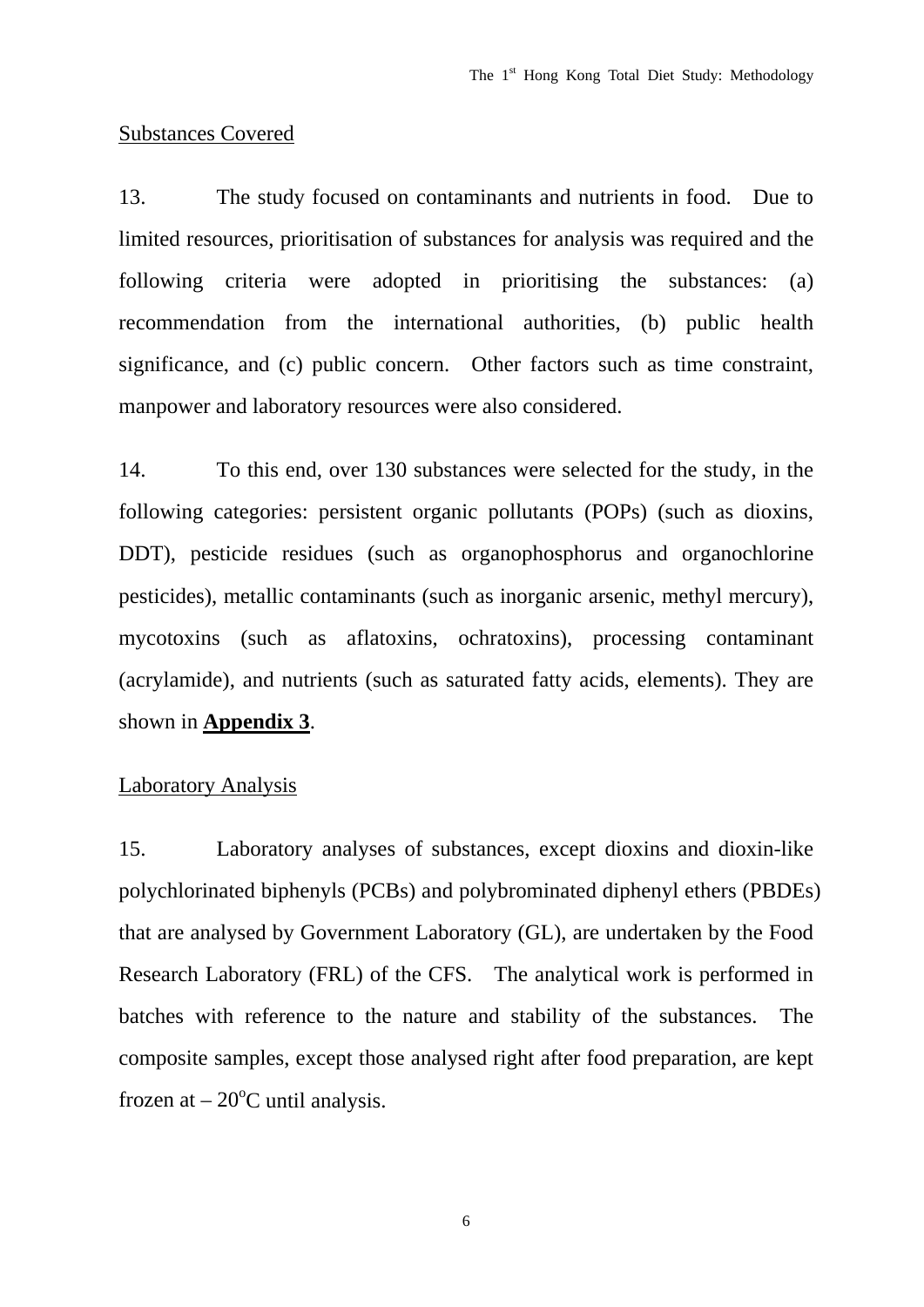Substances Covered

13. The study focused on contaminants and nutrients in food. Due to limited resources, prioritisation of substances for analysis was required and the following criteria were adopted in prioritising the substances: (a) recommendation from the international authorities, (b) public health significance, and (c) public concern. Other factors such as time constraint, manpower and laboratory resources were also considered.

14. To this end, over 130 substances were selected for the study, in the following categories: persistent organic pollutants (POPs) (such as dioxins, DDT), pesticide residues (such as organophosphorus and organochlorine pesticides), metallic contaminants (such as inorganic arsenic, methyl mercury), mycotoxins (such as aflatoxins, ochratoxins), processing contaminant (acrylamide), and nutrients (such as saturated fatty acids, elements). They are shown in **Appendix 3**.

Laboratory Analysis

15. Laboratory analyses of substances, except dioxins and dioxin-like polychlorinated biphenyls (PCBs) and polybrominated diphenyl ethers (PBDEs) that are analysed by Government Laboratory (GL), are undertaken by the Food Research Laboratory (FRL) of the CFS. The analytical work is performed in batches with reference to the nature and stability of the substances. The composite samples, except those analysed right after food preparation, are kept frozen at – 20$^{o}$C until analysis.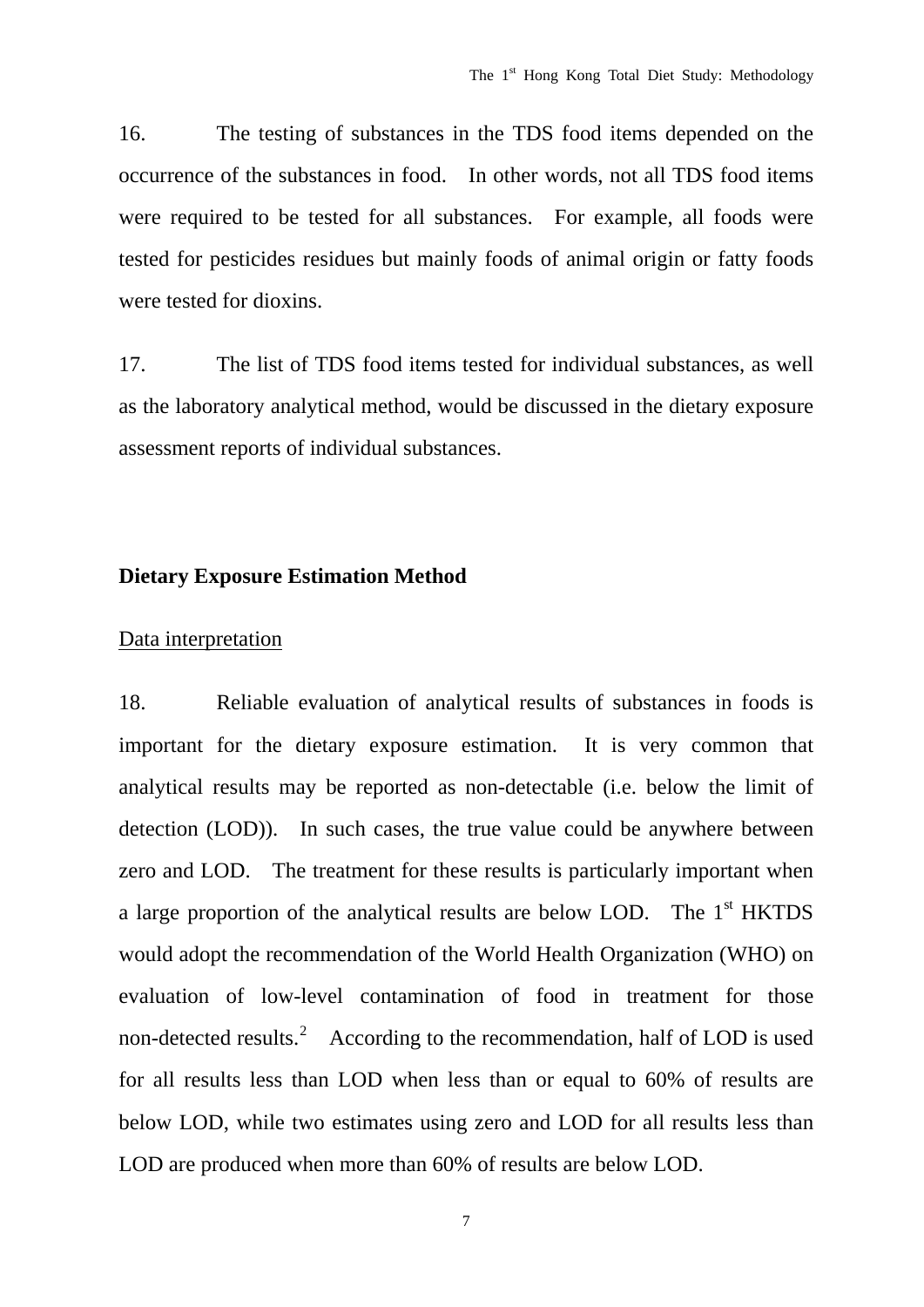16. The testing of substances in the TDS food items depended on the occurrence of the substances in food. In other words, not all TDS food items were required to be tested for all substances. For example, all foods were tested for pesticides residues but mainly foods of animal origin or fatty foods were tested for dioxins.

17. The list of TDS food items tested for individual substances, as well as the laboratory analytical method, would be discussed in the dietary exposure assessment reports of individual substances.

## Dietary Exposure Estimation Method

Data interpretation

18. Reliable evaluation of analytical results of substances in foods is important for the dietary exposure estimation. It is very common that analytical results may be reported as non-detectable (i.e. below the limit of detection (LOD)). In such cases, the true value could be anywhere between zero and LOD. The treatment for these results is particularly important when a large proportion of the analytical results are below LOD. The 1st HKTDS would adopt the recommendation of the World Health Organization (WHO) on evaluation of low-level contamination of food in treatment for those non-detected results.[2] According to the recommendation, half of LOD is used for all results less than LOD when less than or equal to 60% of results are below LOD, while two estimates using zero and LOD for all results less than LOD are produced when more than 60% of results are below LOD.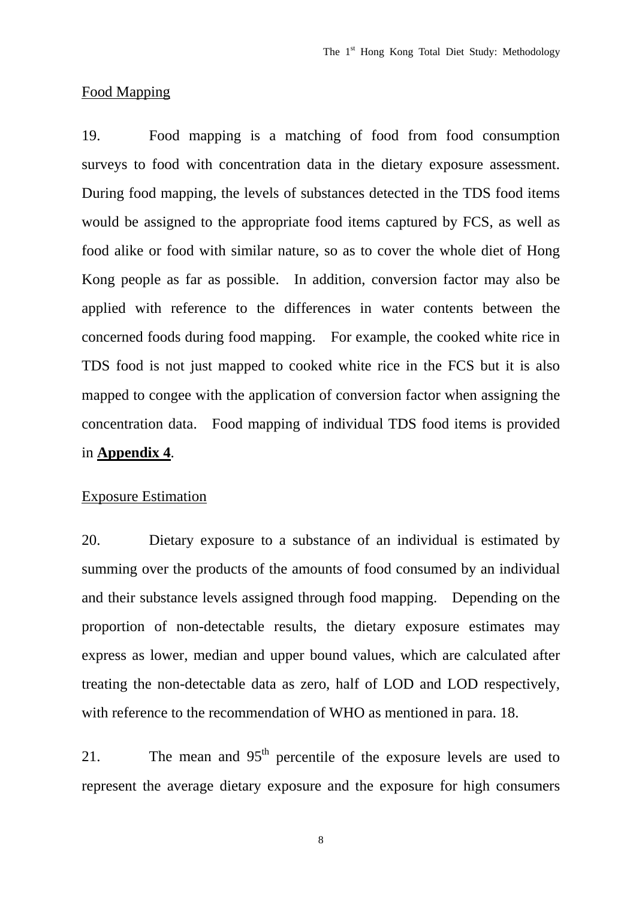Food Mapping

19. Food mapping is a matching of food from food consumption surveys to food with concentration data in the dietary exposure assessment. During food mapping, the levels of substances detected in the TDS food items would be assigned to the appropriate food items captured by FCS, as well as food alike or food with similar nature, so as to cover the whole diet of Hong Kong people as far as possible. In addition, conversion factor may also be applied with reference to the differences in water contents between the concerned foods during food mapping. For example, the cooked white rice in TDS food is not just mapped to cooked white rice in the FCS but it is also mapped to congee with the application of conversion factor when assigning the concentration data. Food mapping of individual TDS food items is provided in **Appendix 4**.

Exposure Estimation

20. Dietary exposure to a substance of an individual is estimated by summing over the products of the amounts of food consumed by an individual and their substance levels assigned through food mapping. Depending on the proportion of non-detectable results, the dietary exposure estimates may express as lower, median and upper bound values, which are calculated after treating the non-detectable data as zero, half of LOD and LOD respectively, with reference to the recommendation of WHO as mentioned in para. 18.

21. The mean and 95$^{th}$ percentile of the exposure levels are used to represent the average dietary exposure and the exposure for high consumers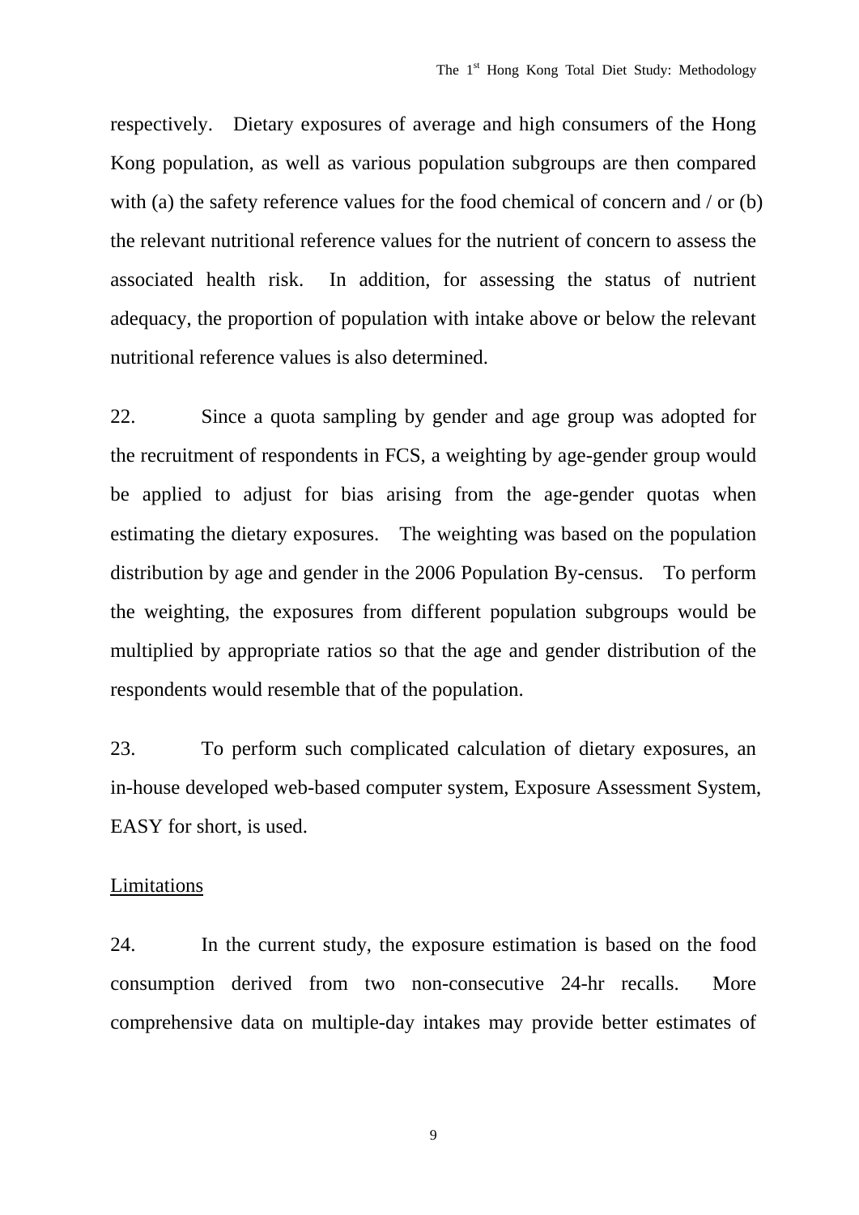respectively. Dietary exposures of average and high consumers of the Hong Kong population, as well as various population subgroups are then compared with (a) the safety reference values for the food chemical of concern and / or (b) the relevant nutritional reference values for the nutrient of concern to assess the associated health risk. In addition, for assessing the status of nutrient adequacy, the proportion of population with intake above or below the relevant nutritional reference values is also determined.

22. Since a quota sampling by gender and age group was adopted for the recruitment of respondents in FCS, a weighting by age-gender group would be applied to adjust for bias arising from the age-gender quotas when estimating the dietary exposures. The weighting was based on the population distribution by age and gender in the 2006 Population By-census. To perform the weighting, the exposures from different population subgroups would be multiplied by appropriate ratios so that the age and gender distribution of the respondents would resemble that of the population.

23. To perform such complicated calculation of dietary exposures, an in-house developed web-based computer system, Exposure Assessment System, EASY for short, is used.

<u>Limitations</u>

24. In the current study, the exposure estimation is based on the food consumption derived from two non-consecutive 24-hr recalls. More comprehensive data on multiple-day intakes may provide better estimates of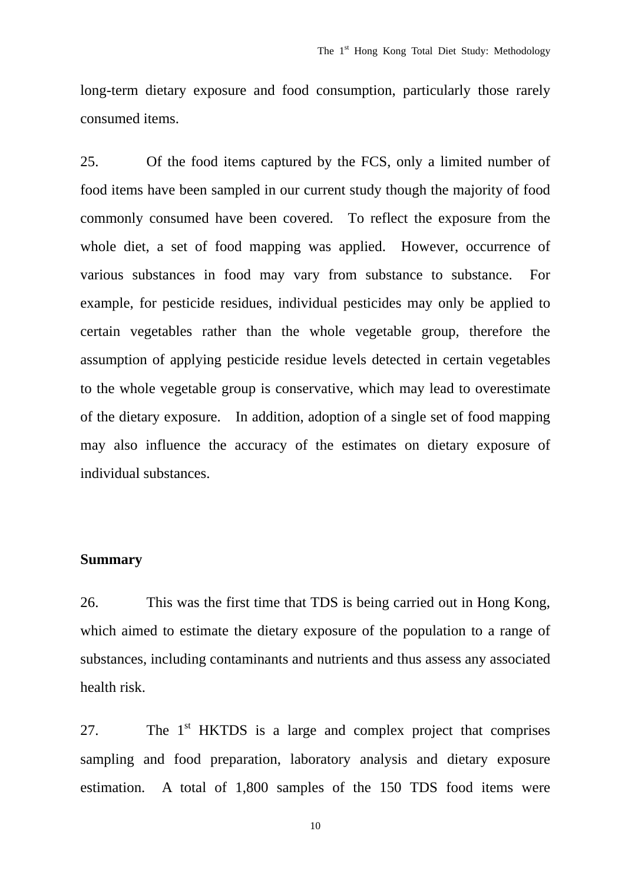long-term dietary exposure and food consumption, particularly those rarely consumed items.

25. Of the food items captured by the FCS, only a limited number of food items have been sampled in our current study though the majority of food commonly consumed have been covered. To reflect the exposure from the whole diet, a set of food mapping was applied. However, occurrence of various substances in food may vary from substance to substance. For example, for pesticide residues, individual pesticides may only be applied to certain vegetables rather than the whole vegetable group, therefore the assumption of applying pesticide residue levels detected in certain vegetables to the whole vegetable group is conservative, which may lead to overestimate of the dietary exposure. In addition, adoption of a single set of food mapping may also influence the accuracy of the estimates on dietary exposure of individual substances.

## Summary

26. This was the first time that TDS is being carried out in Hong Kong, which aimed to estimate the dietary exposure of the population to a range of substances, including contaminants and nutrients and thus assess any associated health risk.

27. The 1st HKTDS is a large and complex project that comprises sampling and food preparation, laboratory analysis and dietary exposure estimation. A total of 1,800 samples of the 150 TDS food items were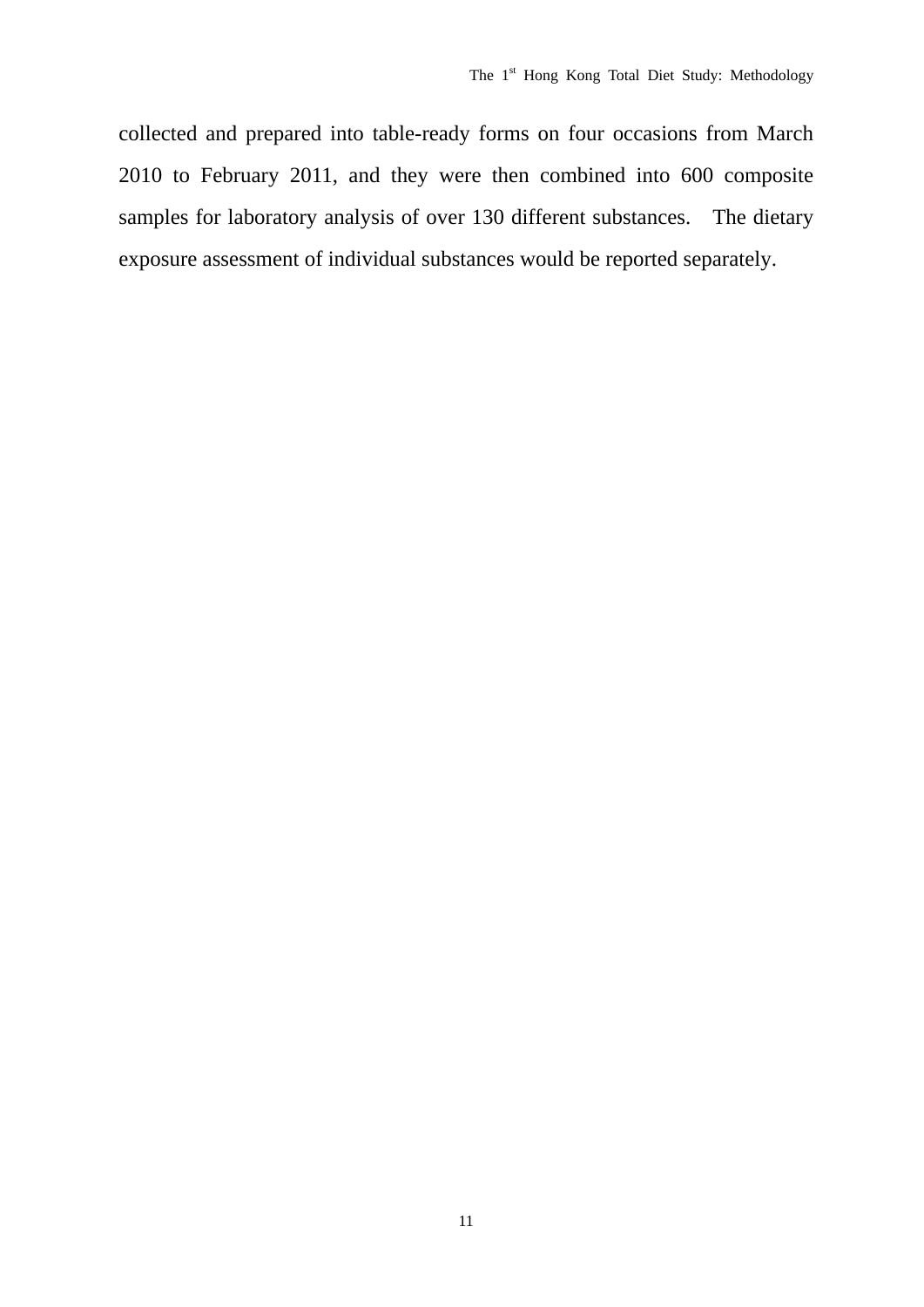collected and prepared into table-ready forms on four occasions from March 2010 to February 2011, and they were then combined into 600 composite samples for laboratory analysis of over 130 different substances. The dietary exposure assessment of individual substances would be reported separately.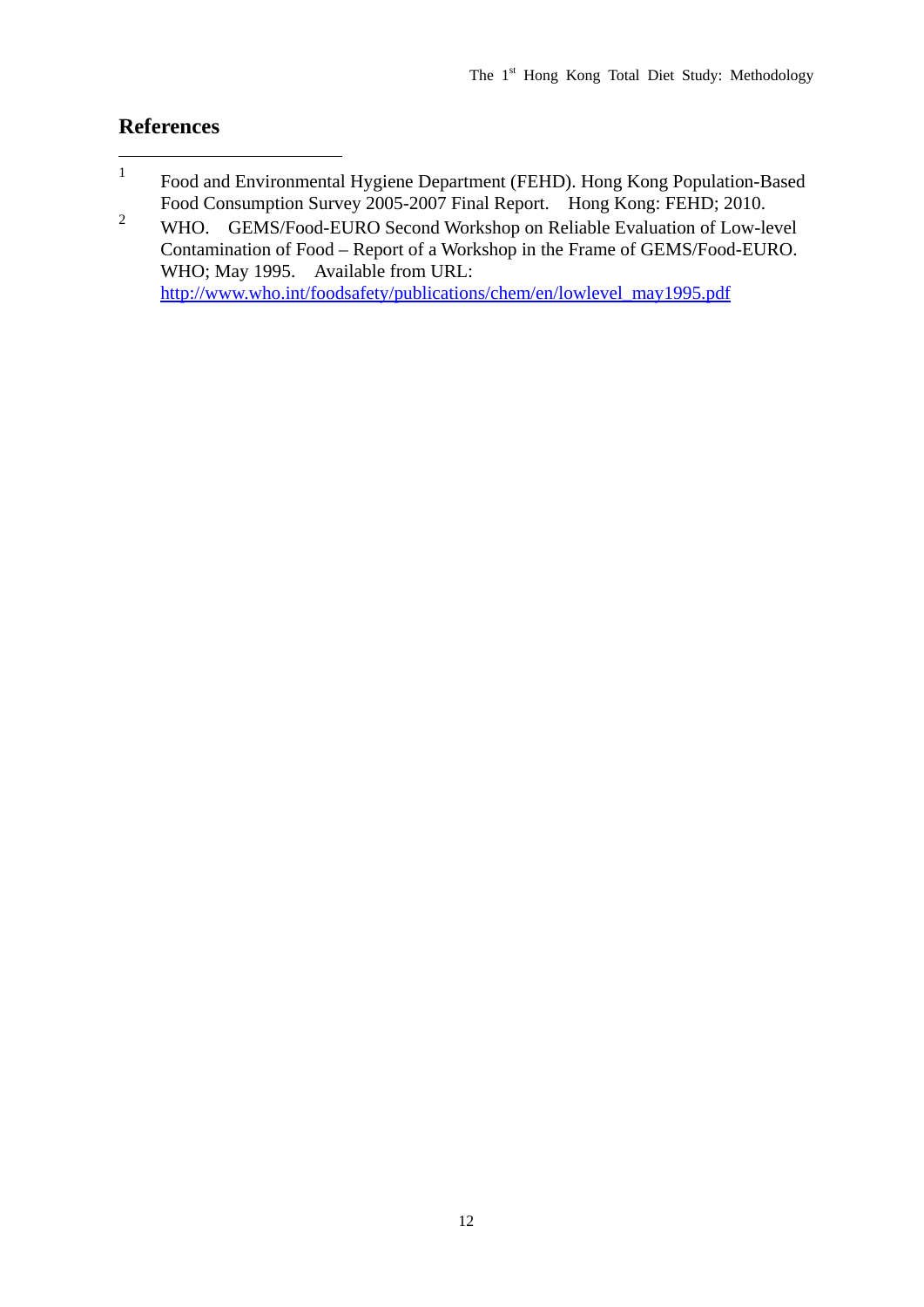## References

1. Food and Environmental Hygiene Department (FEHD). Hong Kong Population-Based Food Consumption Survey 2005-2007 Final Report. Hong Kong: FEHD; 2010.
2. WHO. GEMS/Food-EURO Second Workshop on Reliable Evaluation of Low-level Contamination of Food – Report of a Workshop in the Frame of GEMS/Food-EURO. WHO; May 1995. Available from URL: http://www.who.int/foodsafety/publications/chem/en/lowlevel_may1995.pdf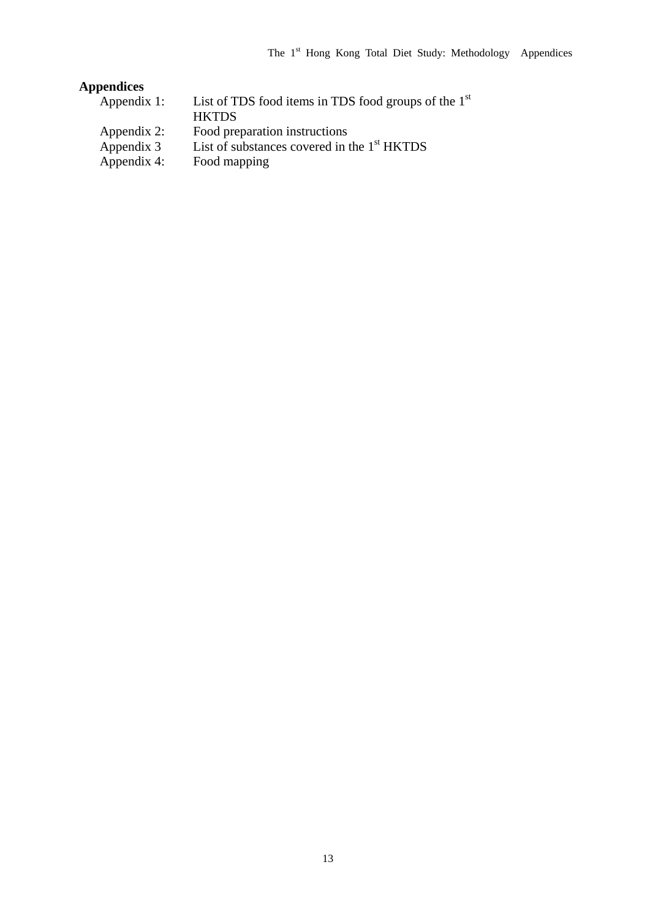**Appendices**

| | |
|---|---|
| Appendix 1: | List of TDS food items in TDS food groups of the 1st HKTDS |
| Appendix 2: | Food preparation instructions |
| Appendix 3 | List of substances covered in the 1st HKTDS |
| Appendix 4: | Food mapping |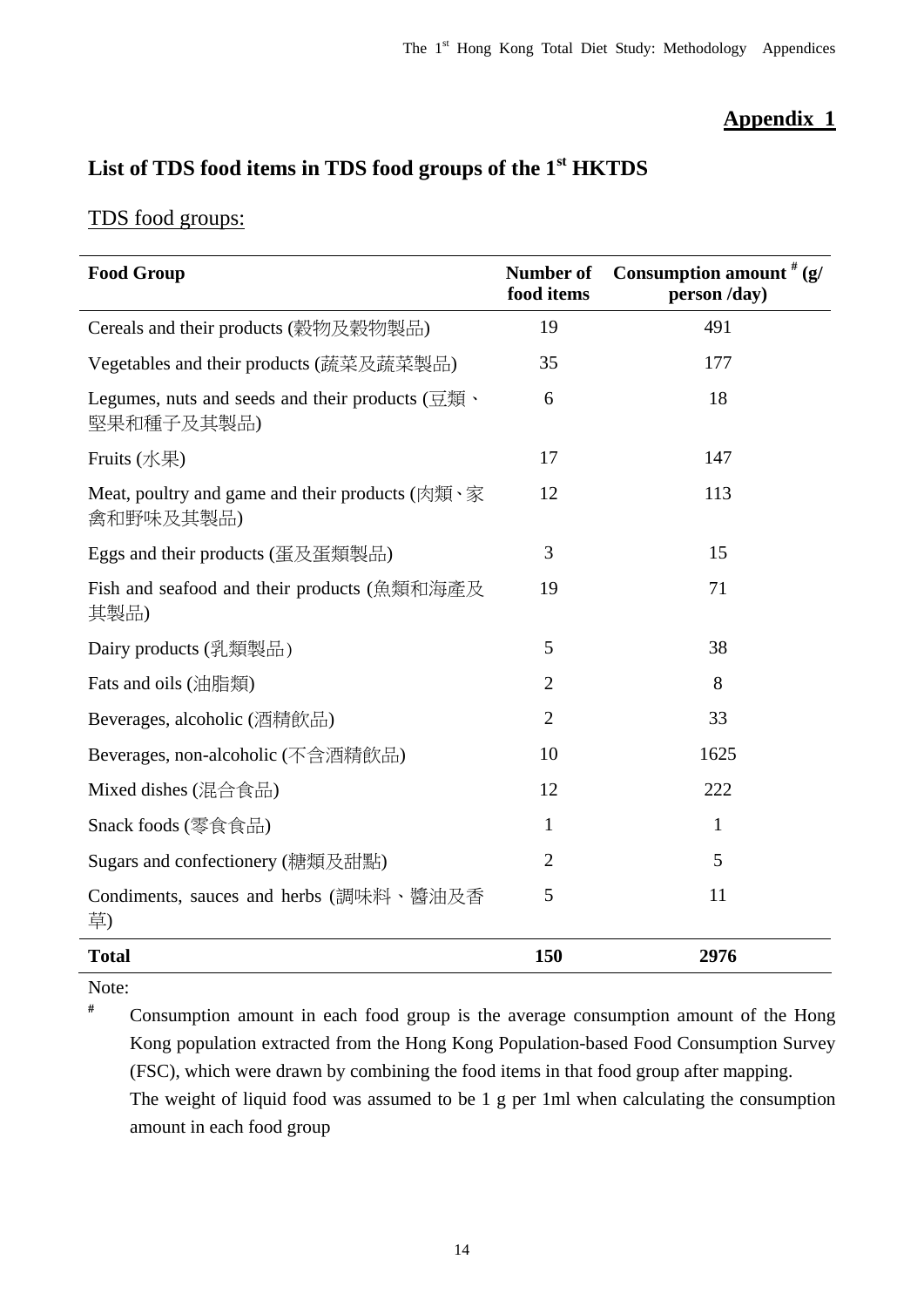## Appendix 1

# List of TDS food items in TDS food groups of the 1st HKTDS

TDS food groups:

| Food Group | Number of food items | Consumption amount # (g/ person /day) |
|---|---|---|
| Cereals and their products (穀物及穀物製品) | 19 | 491 |
| Vegetables and their products (蔬菜及蔬菜製品) | 35 | 177 |
| Legumes, nuts and seeds and their products (豆類、堅果和種子及其製品) | 6 | 18 |
| Fruits (水果) | 17 | 147 |
| Meat, poultry and game and their products (肉類、家禽和野味及其製品) | 12 | 113 |
| Eggs and their products (蛋及蛋類製品) | 3 | 15 |
| Fish and seafood and their products (魚類和海產及其製品) | 19 | 71 |
| Dairy products (乳類製品) | 5 | 38 |
| Fats and oils (油脂類) | 2 | 8 |
| Beverages, alcoholic (酒精飲品) | 2 | 33 |
| Beverages, non-alcoholic (不含酒精飲品) | 10 | 1625 |
| Mixed dishes (混合食品) | 12 | 222 |
| Snack foods (零食食品) | 1 | 1 |
| Sugars and confectionery (糖類及甜點) | 2 | 5 |
| Condiments, sauces and herbs (調味料、醬油及香草) | 5 | 11 |
| **Total** | **150** | **2976** |

Note:

# Consumption amount in each food group is the average consumption amount of the Hong Kong population extracted from the Hong Kong Population-based Food Consumption Survey (FSC), which were drawn by combining the food items in that food group after mapping.
The weight of liquid food was assumed to be 1 g per 1ml when calculating the consumption amount in each food group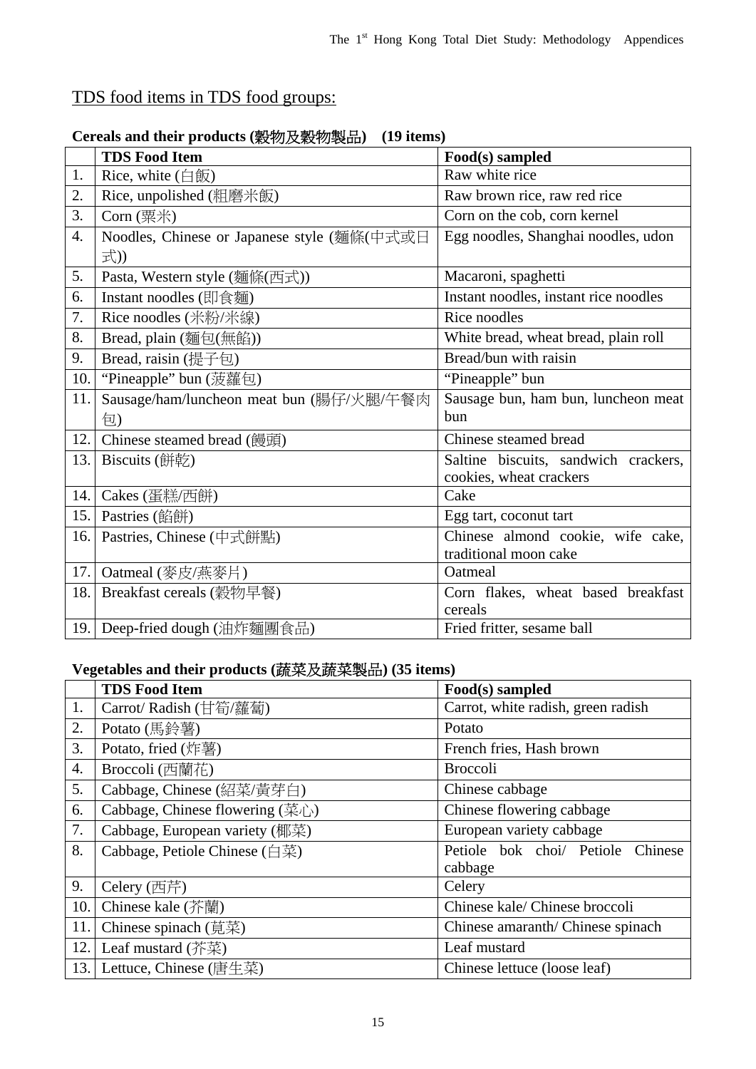## TDS food items in TDS food groups:

**Cereals and their products (穀物及穀物製品) (19 items)**

| | TDS Food Item | Food(s) sampled |
|---|---|---|
| 1. | Rice, white (白飯) | Raw white rice |
| 2. | Rice, unpolished (粗磨米飯) | Raw brown rice, raw red rice |
| 3. | Corn (粟米) | Corn on the cob, corn kernel |
| 4. | Noodles, Chinese or Japanese style (麵條(中式或日式)) | Egg noodles, Shanghai noodles, udon |
| 5. | Pasta, Western style (麵條(西式)) | Macaroni, spaghetti |
| 6. | Instant noodles (即食麵) | Instant noodles, instant rice noodles |
| 7. | Rice noodles (米粉/米線) | Rice noodles |
| 8. | Bread, plain (麵包(無餡)) | White bread, wheat bread, plain roll |
| 9. | Bread, raisin (提子包) | Bread/bun with raisin |
| 10. | "Pineapple" bun (菠蘿包) | "Pineapple" bun |
| 11. | Sausage/ham/luncheon meat bun (腸仔/火腿/午餐肉包) | Sausage bun, ham bun, luncheon meat bun |
| 12. | Chinese steamed bread (饅頭) | Chinese steamed bread |
| 13. | Biscuits (餅乾) | Saltine biscuits, sandwich crackers, cookies, wheat crackers |
| 14. | Cakes (蛋糕/西餅) | Cake |
| 15. | Pastries (餡餅) | Egg tart, coconut tart |
| 16. | Pastries, Chinese (中式餅點) | Chinese almond cookie, wife cake, traditional moon cake |
| 17. | Oatmeal (麥皮/燕麥片) | Oatmeal |
| 18. | Breakfast cereals (穀物早餐) | Corn flakes, wheat based breakfast cereals |
| 19. | Deep-fried dough (油炸麵團食品) | Fried fritter, sesame ball |

**Vegetables and their products (蔬菜及蔬菜製品) (35 items)**

| | TDS Food Item | Food(s) sampled |
|---|---|---|
| 1. | Carrot/ Radish (甘筍/蘿蔔) | Carrot, white radish, green radish |
| 2. | Potato (馬鈴薯) | Potato |
| 3. | Potato, fried (炸薯) | French fries, Hash brown |
| 4. | Broccoli (西蘭花) | Broccoli |
| 5. | Cabbage, Chinese (紹菜/黃芽白) | Chinese cabbage |
| 6. | Cabbage, Chinese flowering (菜心) | Chinese flowering cabbage |
| 7. | Cabbage, European variety (椰菜) | European variety cabbage |
| 8. | Cabbage, Petiole Chinese (白菜) | Petiole bok choi/ Petiole Chinese cabbage |
| 9. | Celery (西芹) | Celery |
| 10. | Chinese kale (芥蘭) | Chinese kale/ Chinese broccoli |
| 11. | Chinese spinach (莧菜) | Chinese amaranth/ Chinese spinach |
| 12. | Leaf mustard (芥菜) | Leaf mustard |
| 13. | Lettuce, Chinese (唐生菜) | Chinese lettuce (loose leaf) |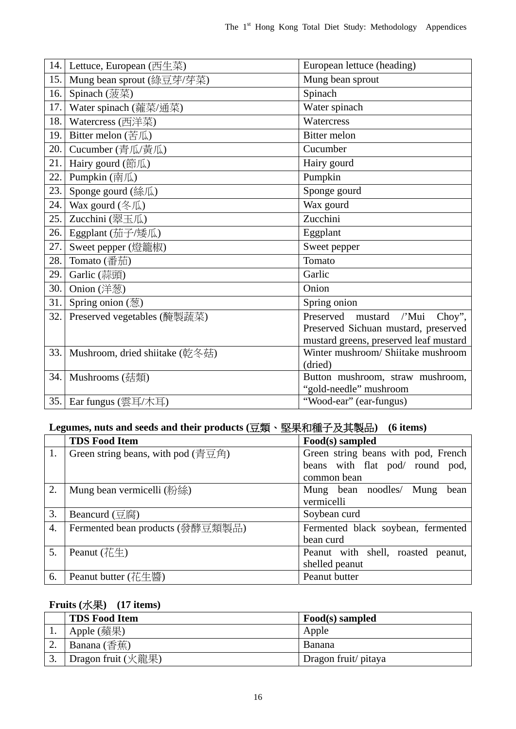| 14. | Lettuce, European (西生菜) | European lettuce (heading) |
|---|---|---|
| 15. | Mung bean sprout (綠豆芽/芽菜) | Mung bean sprout |
| 16. | Spinach (菠菜) | Spinach |
| 17. | Water spinach (蕹菜/通菜) | Water spinach |
| 18. | Watercress (西洋菜) | Watercress |
| 19. | Bitter melon (苦瓜) | Bitter melon |
| 20. | Cucumber (青瓜/黃瓜) | Cucumber |
| 21. | Hairy gourd (節瓜) | Hairy gourd |
| 22. | Pumpkin (南瓜) | Pumpkin |
| 23. | Sponge gourd (絲瓜) | Sponge gourd |
| 24. | Wax gourd (冬瓜) | Wax gourd |
| 25. | Zucchini (翠玉瓜) | Zucchini |
| 26. | Eggplant (茄子/矮瓜) | Eggplant |
| 27. | Sweet pepper (燈籠椒) | Sweet pepper |
| 28. | Tomato (番茄) | Tomato |
| 29. | Garlic (蒜頭) | Garlic |
| 30. | Onion (洋葱) | Onion |
| 31. | Spring onion (葱) | Spring onion |
| 32. | Preserved vegetables (醃製蔬菜) | Preserved mustard /'Mui Choy", Preserved Sichuan mustard, preserved mustard greens, preserved leaf mustard |
| 33. | Mushroom, dried shiitake (乾冬菇) | Winter mushroom/ Shiitake mushroom (dried) |
| 34. | Mushrooms (菇類) | Button mushroom, straw mushroom, "gold-needle" mushroom |
| 35. | Ear fungus (雲耳/木耳) | "Wood-ear" (ear-fungus) |

**Legumes, nuts and seeds and their products (豆類、堅果和種子及其製品) (6 items)**

| | TDS Food Item | Food(s) sampled |
|---|---|---|
| 1. | Green string beans, with pod (青豆角) | Green string beans with pod, French beans with flat pod/ round pod, common bean |
| 2. | Mung bean vermicelli (粉絲) | Mung bean noodles/ Mung bean vermicelli |
| 3. | Beancurd (豆腐) | Soybean curd |
| 4. | Fermented bean products (發酵豆類製品) | Fermented black soybean, fermented bean curd |
| 5. | Peanut (花生) | Peanut with shell, roasted peanut, shelled peanut |
| 6. | Peanut butter (花生醬) | Peanut butter |

**Fruits (水果) (17 items)**

| | TDS Food Item | Food(s) sampled |
|---|---|---|
| 1. | Apple (蘋果) | Apple |
| 2. | Banana (香蕉) | Banana |
| 3. | Dragon fruit (火龍果) | Dragon fruit/ pitaya |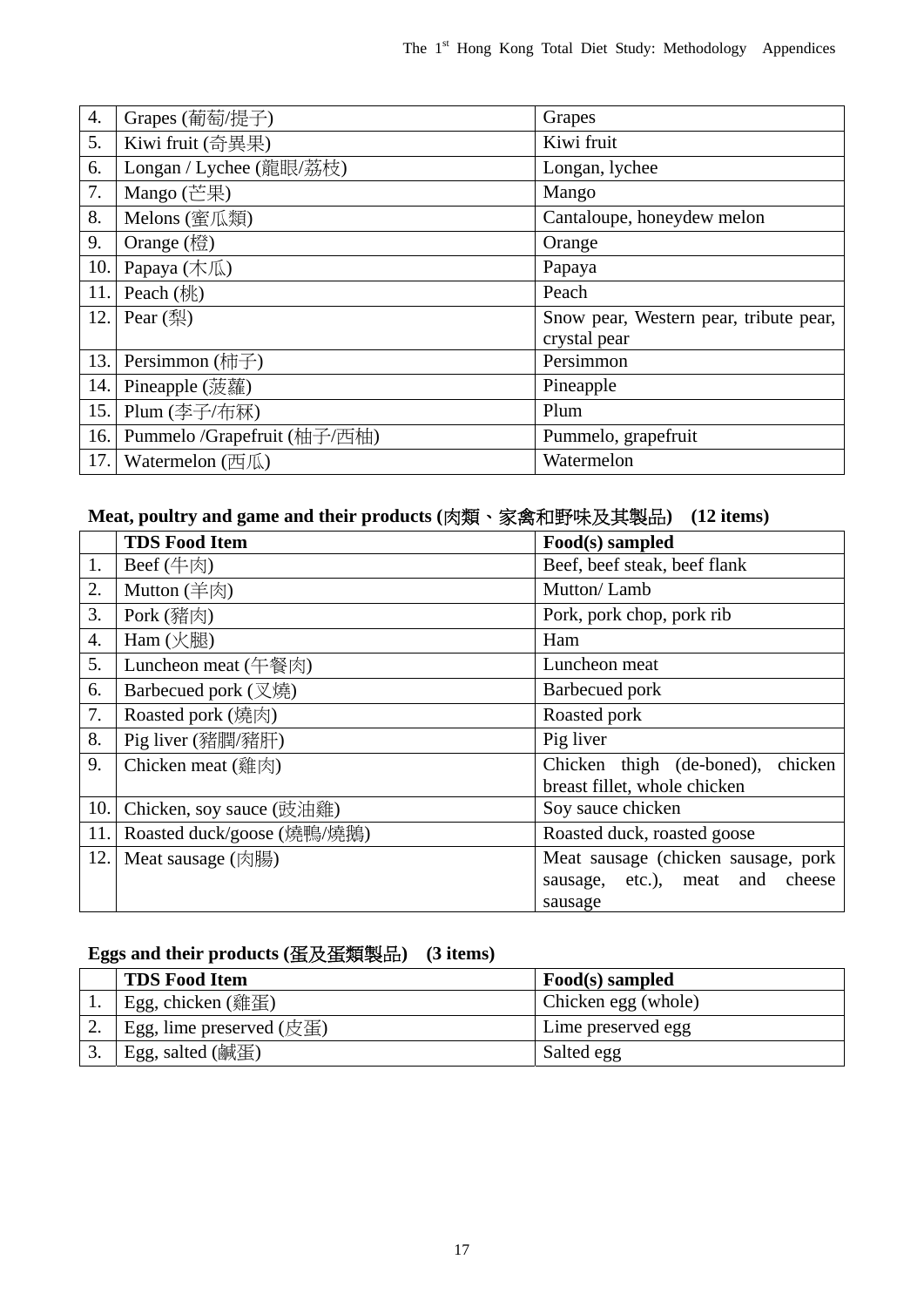| | | |
|---|---|---|
| 4. | Grapes (葡萄/提子) | Grapes |
| 5. | Kiwi fruit (奇異果) | Kiwi fruit |
| 6. | Longan / Lychee (龍眼/荔枝) | Longan, lychee |
| 7. | Mango (芒果) | Mango |
| 8. | Melons (蜜瓜類) | Cantaloupe, honeydew melon |
| 9. | Orange (橙) | Orange |
| 10. | Papaya (木瓜) | Papaya |
| 11. | Peach (桃) | Peach |
| 12. | Pear (梨) | Snow pear, Western pear, tribute pear, crystal pear |
| 13. | Persimmon (柿子) | Persimmon |
| 14. | Pineapple (菠蘿) | Pineapple |
| 15. | Plum (李子/布冧) | Plum |
| 16. | Pummelo /Grapefruit (柚子/西柚) | Pummelo, grapefruit |
| 17. | Watermelon (西瓜) | Watermelon |

**Meat, poultry and game and their products (肉類、家禽和野味及其製品) (12 items)**

| | TDS Food Item | Food(s) sampled |
|---|---|---|
| 1. | Beef (牛肉) | Beef, beef steak, beef flank |
| 2. | Mutton (羊肉) | Mutton/ Lamb |
| 3. | Pork (豬肉) | Pork, pork chop, pork rib |
| 4. | Ham (火腿) | Ham |
| 5. | Luncheon meat (午餐肉) | Luncheon meat |
| 6. | Barbecued pork (叉燒) | Barbecued pork |
| 7. | Roasted pork (燒肉) | Roasted pork |
| 8. | Pig liver (豬膶/豬肝) | Pig liver |
| 9. | Chicken meat (雞肉) | Chicken thigh (de-boned), chicken breast fillet, whole chicken |
| 10. | Chicken, soy sauce (豉油雞) | Soy sauce chicken |
| 11. | Roasted duck/goose (燒鴨/燒鵝) | Roasted duck, roasted goose |
| 12. | Meat sausage (肉腸) | Meat sausage (chicken sausage, pork sausage, etc.), meat and cheese sausage |

**Eggs and their products (蛋及蛋類製品) (3 items)**

| | TDS Food Item | Food(s) sampled |
|---|---|---|
| 1. | Egg, chicken (雞蛋) | Chicken egg (whole) |
| 2. | Egg, lime preserved (皮蛋) | Lime preserved egg |
| 3. | Egg, salted (鹹蛋) | Salted egg |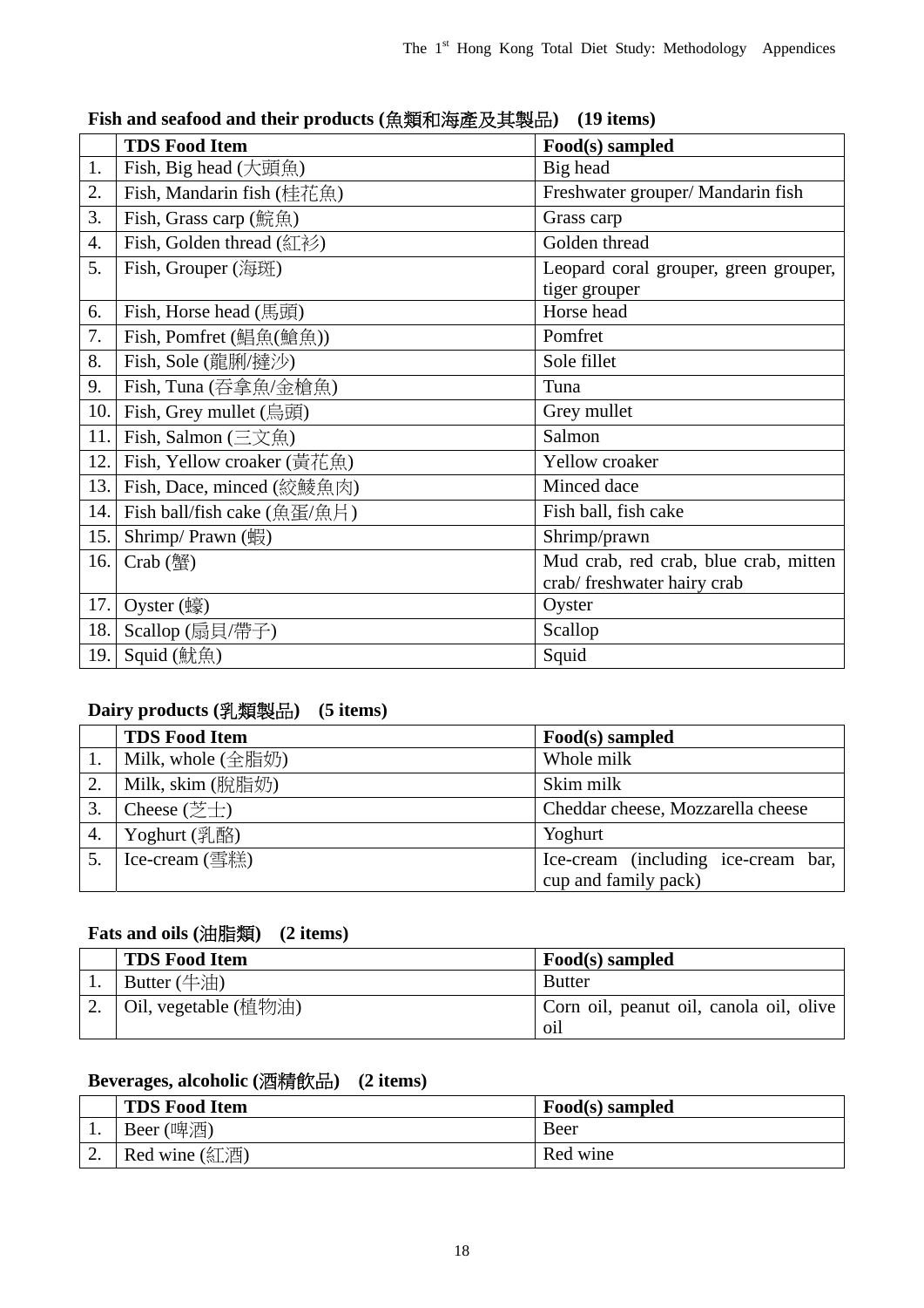**Fish and seafood and their products (魚類和海產及其製品)　(19 items)**

| | TDS Food Item | Food(s) sampled |
|---|---|---|
| 1. | Fish, Big head (大頭魚) | Big head |
| 2. | Fish, Mandarin fish (桂花魚) | Freshwater grouper/ Mandarin fish |
| 3. | Fish, Grass carp (鯇魚) | Grass carp |
| 4. | Fish, Golden thread (紅衫) | Golden thread |
| 5. | Fish, Grouper (海斑) | Leopard coral grouper, green grouper, tiger grouper |
| 6. | Fish, Horse head (馬頭) | Horse head |
| 7. | Fish, Pomfret (鯧魚(鯧魚)) | Pomfret |
| 8. | Fish, Sole (龍脷/撻沙) | Sole fillet |
| 9. | Fish, Tuna (吞拿魚/金槍魚) | Tuna |
| 10. | Fish, Grey mullet (烏頭) | Grey mullet |
| 11. | Fish, Salmon (三文魚) | Salmon |
| 12. | Fish, Yellow croaker (黃花魚) | Yellow croaker |
| 13. | Fish, Dace, minced (鯪魚肉) | Minced dace |
| 14. | Fish ball/fish cake (魚蛋/魚片) | Fish ball, fish cake |
| 15. | Shrimp/ Prawn (蝦) | Shrimp/prawn |
| 16. | Crab (蟹) | Mud crab, red crab, blue crab, mitten crab/ freshwater hairy crab |
| 17. | Oyster (蠔) | Oyster |
| 18. | Scallop (扇貝/帶子) | Scallop |
| 19. | Squid (魷魚) | Squid |

**Dairy products (乳類製品)　(5 items)**

| | TDS Food Item | Food(s) sampled |
|---|---|---|
| 1. | Milk, whole (全脂奶) | Whole milk |
| 2. | Milk, skim (脫脂奶) | Skim milk |
| 3. | Cheese (芝士) | Cheddar cheese, Mozzarella cheese |
| 4. | Yoghurt (乳酪) | Yoghurt |
| 5. | Ice-cream (雪糕) | Ice-cream (including ice-cream bar, cup and family pack) |

**Fats and oils (油脂類)　(2 items)**

| | TDS Food Item | Food(s) sampled |
|---|---|---|
| 1. | Butter (牛油) | Butter |
| 2. | Oil, vegetable (植物油) | Corn oil, peanut oil, canola oil, olive oil |

**Beverages, alcoholic (酒精飲品)　(2 items)**

| | TDS Food Item | Food(s) sampled |
|---|---|---|
| 1. | Beer (啤酒) | Beer |
| 2. | Red wine (紅酒) | Red wine |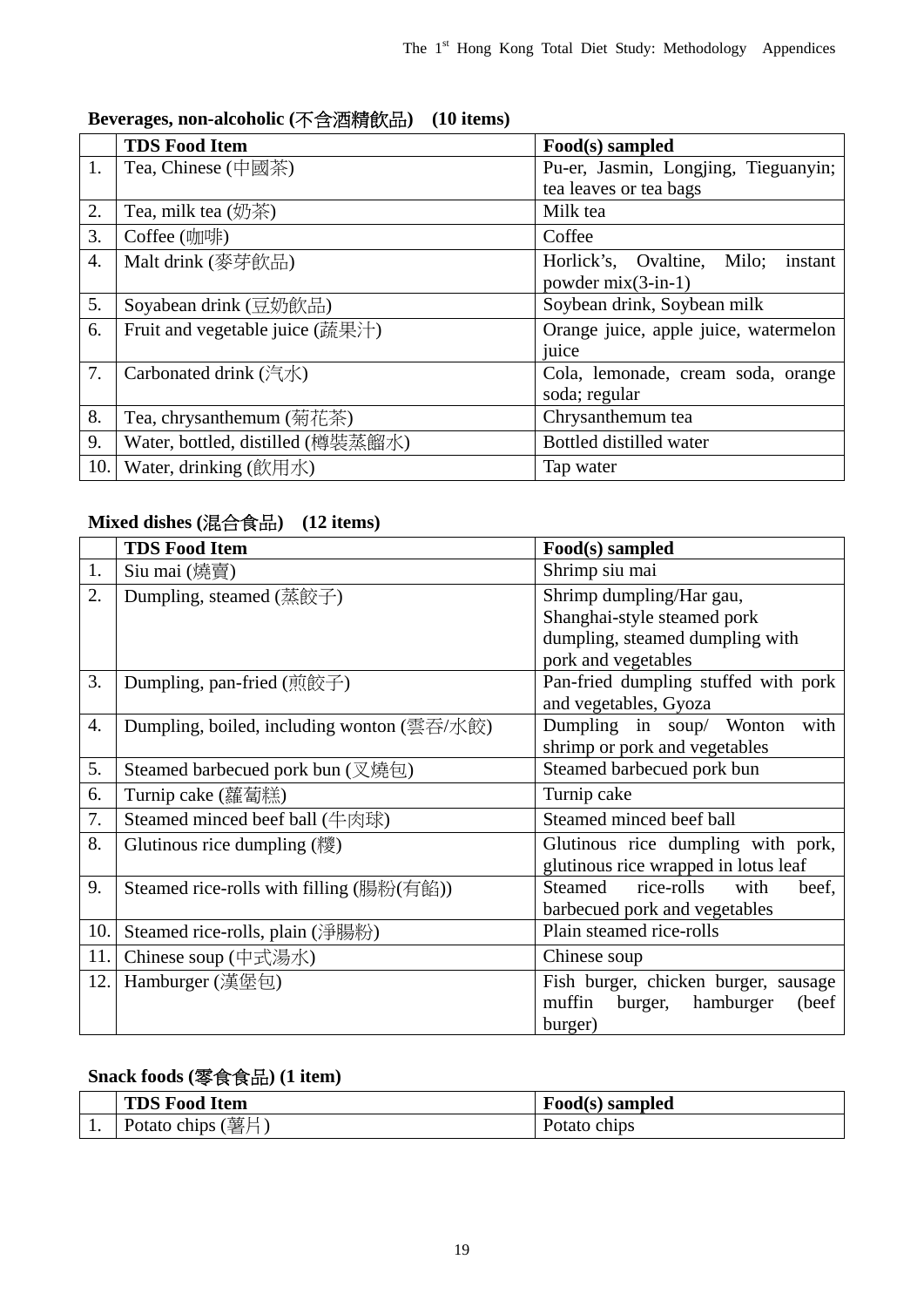**Beverages, non-alcoholic (不含酒精飲品) (10 items)**

| | TDS Food Item | Food(s) sampled |
|---|---|---|
| 1. | Tea, Chinese (中國茶) | Pu-er, Jasmin, Longjing, Tieguanyin; tea leaves or tea bags |
| 2. | Tea, milk tea (奶茶) | Milk tea |
| 3. | Coffee (咖啡) | Coffee |
| 4. | Malt drink (麥芽飲品) | Horlick's, Ovaltine, Milo; instant powder mix(3-in-1) |
| 5. | Soyabean drink (豆奶飲品) | Soybean drink, Soybean milk |
| 6. | Fruit and vegetable juice (蔬果汁) | Orange juice, apple juice, watermelon juice |
| 7. | Carbonated drink (汽水) | Cola, lemonade, cream soda, orange soda; regular |
| 8. | Tea, chrysanthemum (菊花茶) | Chrysanthemum tea |
| 9. | Water, bottled, distilled (樽裝蒸餾水) | Bottled distilled water |
| 10. | Water, drinking (飲用水) | Tap water |

**Mixed dishes (混合食品) (12 items)**

| | TDS Food Item | Food(s) sampled |
|---|---|---|
| 1. | Siu mai (燒賣) | Shrimp siu mai |
| 2. | Dumpling, steamed (蒸餃子) | Shrimp dumpling/Har gau, Shanghai-style steamed pork dumpling, steamed dumpling with pork and vegetables |
| 3. | Dumpling, pan-fried (煎餃子) | Pan-fried dumpling stuffed with pork and vegetables, Gyoza |
| 4. | Dumpling, boiled, including wonton (雲吞/水餃) | Dumpling in soup/ Wonton with shrimp or pork and vegetables |
| 5. | Steamed barbecued pork bun (叉燒包) | Steamed barbecued pork bun |
| 6. | Turnip cake (蘿蔔糕) | Turnip cake |
| 7. | Steamed minced beef ball (牛肉球) | Steamed minced beef ball |
| 8. | Glutinous rice dumpling (糭) | Glutinous rice dumpling with pork, glutinous rice wrapped in lotus leaf |
| 9. | Steamed rice-rolls with filling (腸粉(有餡)) | Steamed rice-rolls with beef, barbecued pork and vegetables |
| 10. | Steamed rice-rolls, plain (淨腸粉) | Plain steamed rice-rolls |
| 11. | Chinese soup (中式湯水) | Chinese soup |
| 12. | Hamburger (漢堡包) | Fish burger, chicken burger, sausage muffin burger, hamburger (beef burger) |

**Snack foods (零食食品) (1 item)**

| | TDS Food Item | Food(s) sampled |
|---|---|---|
| 1. | Potato chips (薯片) | Potato chips |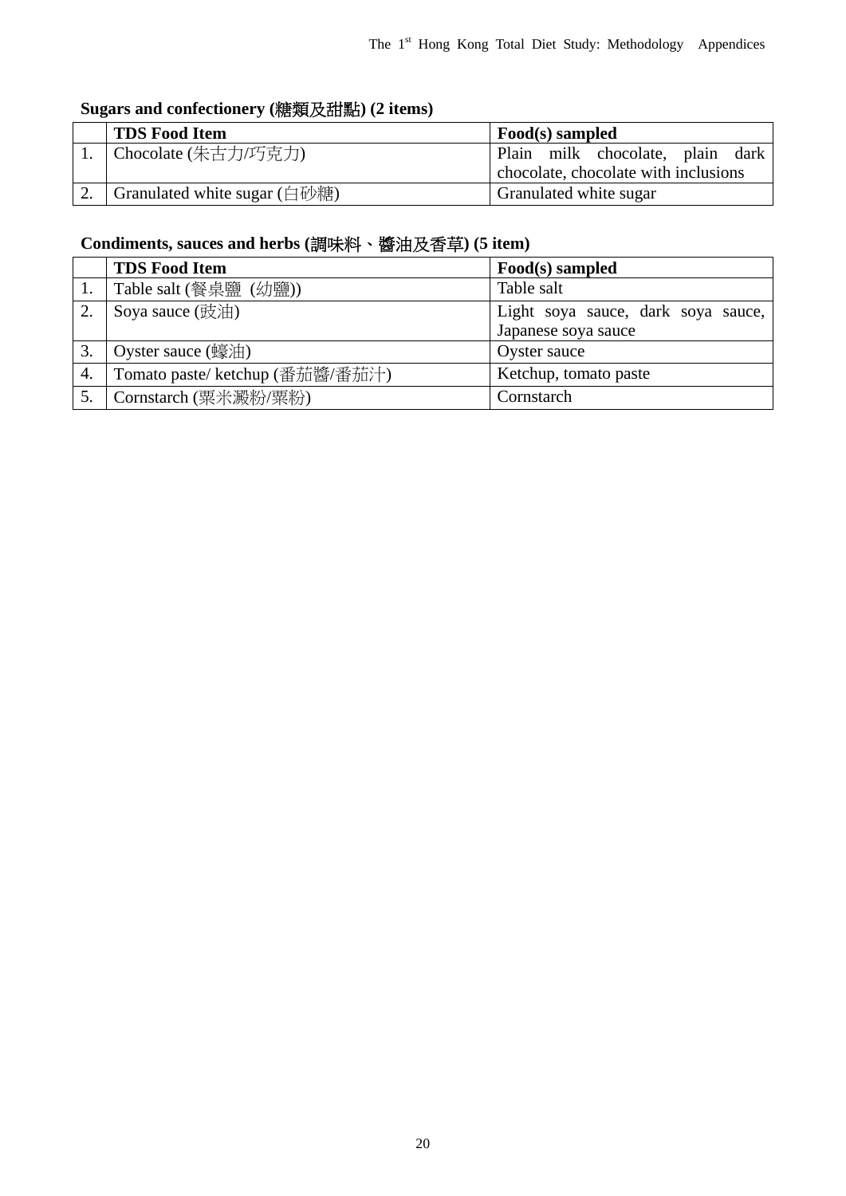**Sugars and confectionery (糖類及甜點) (2 items)**

| | TDS Food Item | Food(s) sampled |
|---|---|---|
| 1. | Chocolate (朱古力/巧克力) | Plain milk chocolate, plain dark chocolate, chocolate with inclusions |
| 2. | Granulated white sugar (白砂糖) | Granulated white sugar |

**Condiments, sauces and herbs (調味料、醬油及香草) (5 item)**

| | TDS Food Item | Food(s) sampled |
|---|---|---|
| 1. | Table salt (餐桌鹽 (幼鹽)) | Table salt |
| 2. | Soya sauce (豉油) | Light soya sauce, dark soya sauce, Japanese soya sauce |
| 3. | Oyster sauce (蠔油) | Oyster sauce |
| 4. | Tomato paste/ ketchup (番茄醬/番茄汁) | Ketchup, tomato paste |
| 5. | Cornstarch (粟米澱粉/粟粉) | Cornstarch |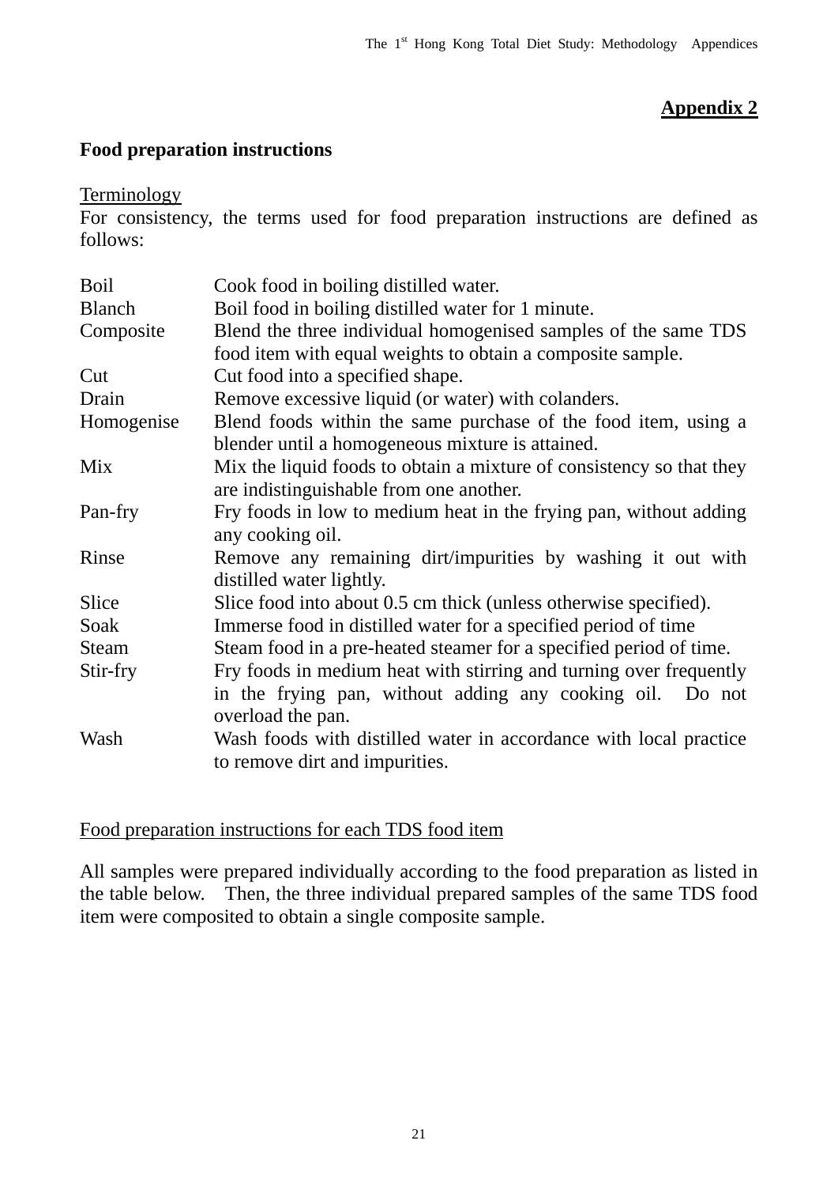**Appendix 2**

## Food preparation instructions

Terminology

For consistency, the terms used for food preparation instructions are defined as follows:

| | |
|---|---|
| Boil | Cook food in boiling distilled water. |
| Blanch | Boil food in boiling distilled water for 1 minute. |
| Composite | Blend the three individual homogenised samples of the same TDS food item with equal weights to obtain a composite sample. |
| Cut | Cut food into a specified shape. |
| Drain | Remove excessive liquid (or water) with colanders. |
| Homogenise | Blend foods within the same purchase of the food item, using a blender until a homogeneous mixture is attained. |
| Mix | Mix the liquid foods to obtain a mixture of consistency so that they are indistinguishable from one another. |
| Pan-fry | Fry foods in low to medium heat in the frying pan, without adding any cooking oil. |
| Rinse | Remove any remaining dirt/impurities by washing it out with distilled water lightly. |
| Slice | Slice food into about 0.5 cm thick (unless otherwise specified). |
| Soak | Immerse food in distilled water for a specified period of time |
| Steam | Steam food in a pre-heated steamer for a specified period of time. |
| Stir-fry | Fry foods in medium heat with stirring and turning over frequently in the frying pan, without adding any cooking oil. Do not overload the pan. |
| Wash | Wash foods with distilled water in accordance with local practice to remove dirt and impurities. |

Food preparation instructions for each TDS food item

All samples were prepared individually according to the food preparation as listed in the table below. Then, the three individual prepared samples of the same TDS food item were composited to obtain a single composite sample.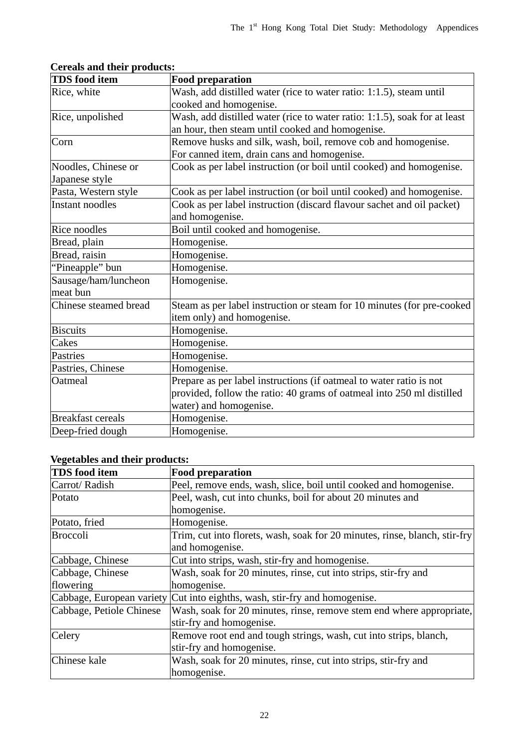**Cereals and their products:**

| TDS food item | Food preparation |
|---|---|
| Rice, white | Wash, add distilled water (rice to water ratio: 1:1.5), steam until cooked and homogenise. |
| Rice, unpolished | Wash, add distilled water (rice to water ratio: 1:1.5), soak for at least an hour, then steam until cooked and homogenise. |
| Corn | Remove husks and silk, wash, boil, remove cob and homogenise. For canned item, drain cans and homogenise. |
| Noodles, Chinese or Japanese style | Cook as per label instruction (or boil until cooked) and homogenise. |
| Pasta, Western style | Cook as per label instruction (or boil until cooked) and homogenise. |
| Instant noodles | Cook as per label instruction (discard flavour sachet and oil packet) and homogenise. |
| Rice noodles | Boil until cooked and homogenise. |
| Bread, plain | Homogenise. |
| Bread, raisin | Homogenise. |
| "Pineapple" bun | Homogenise. |
| Sausage/ham/luncheon meat bun | Homogenise. |
| Chinese steamed bread | Steam as per label instruction or steam for 10 minutes (for pre-cooked item only) and homogenise. |
| Biscuits | Homogenise. |
| Cakes | Homogenise. |
| Pastries | Homogenise. |
| Pastries, Chinese | Homogenise. |
| Oatmeal | Prepare as per label instructions (if oatmeal to water ratio is not provided, follow the ratio: 40 grams of oatmeal into 250 ml distilled water) and homogenise. |
| Breakfast cereals | Homogenise. |
| Deep-fried dough | Homogenise. |

**Vegetables and their products:**

| TDS food item | Food preparation |
|---|---|
| Carrot/ Radish | Peel, remove ends, wash, slice, boil until cooked and homogenise. |
| Potato | Peel, wash, cut into chunks, boil for about 20 minutes and homogenise. |
| Potato, fried | Homogenise. |
| Broccoli | Trim, cut into florets, wash, soak for 20 minutes, rinse, blanch, stir-fry and homogenise. |
| Cabbage, Chinese | Cut into strips, wash, stir-fry and homogenise. |
| Cabbage, Chinese flowering | Wash, soak for 20 minutes, rinse, cut into strips, stir-fry and homogenise. |
| Cabbage, European variety | Cut into eighths, wash, stir-fry and homogenise. |
| Cabbage, Petiole Chinese | Wash, soak for 20 minutes, rinse, remove stem end where appropriate, stir-fry and homogenise. |
| Celery | Remove root end and tough strings, wash, cut into strips, blanch, stir-fry and homogenise. |
| Chinese kale | Wash, soak for 20 minutes, rinse, cut into strips, stir-fry and homogenise. |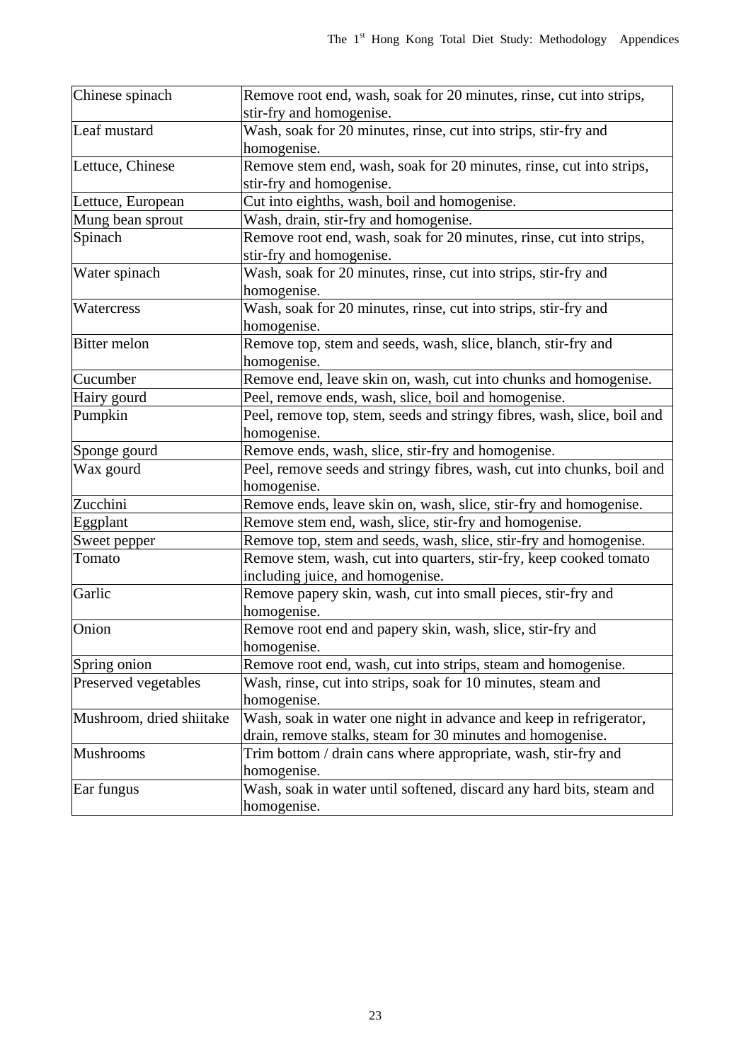| Chinese spinach | Remove root end, wash, soak for 20 minutes, rinse, cut into strips, stir-fry and homogenise. |
|---|---|
| Leaf mustard | Wash, soak for 20 minutes, rinse, cut into strips, stir-fry and homogenise. |
| Lettuce, Chinese | Remove stem end, wash, soak for 20 minutes, rinse, cut into strips, stir-fry and homogenise. |
| Lettuce, European | Cut into eighths, wash, boil and homogenise. |
| Mung bean sprout | Wash, drain, stir-fry and homogenise. |
| Spinach | Remove root end, wash, soak for 20 minutes, rinse, cut into strips, stir-fry and homogenise. |
| Water spinach | Wash, soak for 20 minutes, rinse, cut into strips, stir-fry and homogenise. |
| Watercress | Wash, soak for 20 minutes, rinse, cut into strips, stir-fry and homogenise. |
| Bitter melon | Remove top, stem and seeds, wash, slice, blanch, stir-fry and homogenise. |
| Cucumber | Remove end, leave skin on, wash, cut into chunks and homogenise. |
| Hairy gourd | Peel, remove ends, wash, slice, boil and homogenise. |
| Pumpkin | Peel, remove top, stem, seeds and stringy fibres, wash, slice, boil and homogenise. |
| Sponge gourd | Remove ends, wash, slice, stir-fry and homogenise. |
| Wax gourd | Peel, remove seeds and stringy fibres, wash, cut into chunks, boil and homogenise. |
| Zucchini | Remove ends, leave skin on, wash, slice, stir-fry and homogenise. |
| Eggplant | Remove stem end, wash, slice, stir-fry and homogenise. |
| Sweet pepper | Remove top, stem and seeds, wash, slice, stir-fry and homogenise. |
| Tomato | Remove stem, wash, cut into quarters, stir-fry, keep cooked tomato including juice, and homogenise. |
| Garlic | Remove papery skin, wash, cut into small pieces, stir-fry and homogenise. |
| Onion | Remove root end and papery skin, wash, slice, stir-fry and homogenise. |
| Spring onion | Remove root end, wash, cut into strips, steam and homogenise. |
| Preserved vegetables | Wash, rinse, cut into strips, soak for 10 minutes, steam and homogenise. |
| Mushroom, dried shiitake | Wash, soak in water one night in advance and keep in refrigerator, drain, remove stalks, steam for 30 minutes and homogenise. |
| Mushrooms | Trim bottom / drain cans where appropriate, wash, stir-fry and homogenise. |
| Ear fungus | Wash, soak in water until softened, discard any hard bits, steam and homogenise. |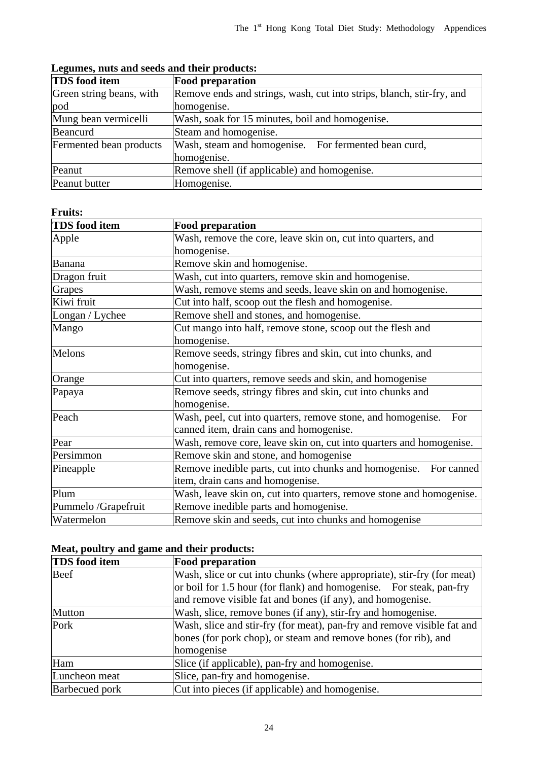**Legumes, nuts and seeds and their products:**

| TDS food item | Food preparation |
|---|---|
| Green string beans, with pod | Remove ends and strings, wash, cut into strips, blanch, stir-fry, and homogenise. |
| Mung bean vermicelli | Wash, soak for 15 minutes, boil and homogenise. |
| Beancurd | Steam and homogenise. |
| Fermented bean products | Wash, steam and homogenise. For fermented bean curd, homogenise. |
| Peanut | Remove shell (if applicable) and homogenise. |
| Peanut butter | Homogenise. |

**Fruits:**

| TDS food item | Food preparation |
|---|---|
| Apple | Wash, remove the core, leave skin on, cut into quarters, and homogenise. |
| Banana | Remove skin and homogenise. |
| Dragon fruit | Wash, cut into quarters, remove skin and homogenise. |
| Grapes | Wash, remove stems and seeds, leave skin on and homogenise. |
| Kiwi fruit | Cut into half, scoop out the flesh and homogenise. |
| Longan / Lychee | Remove shell and stones, and homogenise. |
| Mango | Cut mango into half, remove stone, scoop out the flesh and homogenise. |
| Melons | Remove seeds, stringy fibres and skin, cut into chunks, and homogenise. |
| Orange | Cut into quarters, remove seeds and skin, and homogenise |
| Papaya | Remove seeds, stringy fibres and skin, cut into chunks and homogenise. |
| Peach | Wash, peel, cut into quarters, remove stone, and homogenise. For canned item, drain cans and homogenise. |
| Pear | Wash, remove core, leave skin on, cut into quarters and homogenise. |
| Persimmon | Remove skin and stone, and homogenise |
| Pineapple | Remove inedible parts, cut into chunks and homogenise. For canned item, drain cans and homogenise. |
| Plum | Wash, leave skin on, cut into quarters, remove stone and homogenise. |
| Pummelo /Grapefruit | Remove inedible parts and homogenise. |
| Watermelon | Remove skin and seeds, cut into chunks and homogenise |

**Meat, poultry and game and their products:**

| TDS food item | Food preparation |
|---|---|
| Beef | Wash, slice or cut into chunks (where appropriate), stir-fry (for meat) or boil for 1.5 hour (for flank) and homogenise. For steak, pan-fry and remove visible fat and bones (if any), and homogenise. |
| Mutton | Wash, slice, remove bones (if any), stir-fry and homogenise. |
| Pork | Wash, slice and stir-fry (for meat), pan-fry and remove visible fat and bones (for pork chop), or steam and remove bones (for rib), and homogenise |
| Ham | Slice (if applicable), pan-fry and homogenise. |
| Luncheon meat | Slice, pan-fry and homogenise. |
| Barbecued pork | Cut into pieces (if applicable) and homogenise. |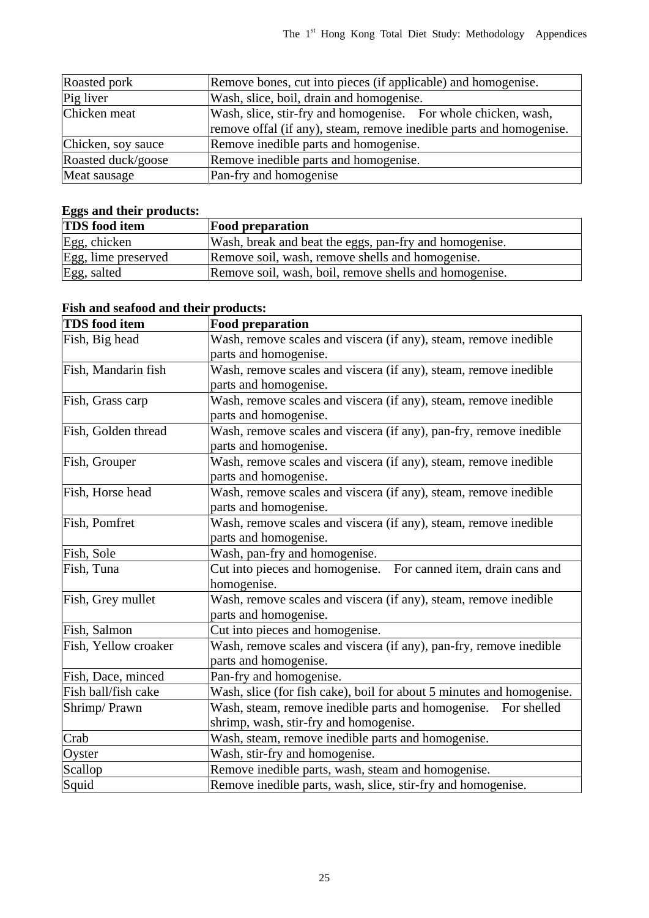| Roasted pork | Remove bones, cut into pieces (if applicable) and homogenise. |
|---|---|
| Pig liver | Wash, slice, boil, drain and homogenise. |
| Chicken meat | Wash, slice, stir-fry and homogenise. For whole chicken, wash, remove offal (if any), steam, remove inedible parts and homogenise. |
| Chicken, soy sauce | Remove inedible parts and homogenise. |
| Roasted duck/goose | Remove inedible parts and homogenise. |
| Meat sausage | Pan-fry and homogenise |

**Eggs and their products:**

| TDS food item | Food preparation |
|---|---|
| Egg, chicken | Wash, break and beat the eggs, pan-fry and homogenise. |
| Egg, lime preserved | Remove soil, wash, remove shells and homogenise. |
| Egg, salted | Remove soil, wash, boil, remove shells and homogenise. |

**Fish and seafood and their products:**

| TDS food item | Food preparation |
|---|---|
| Fish, Big head | Wash, remove scales and viscera (if any), steam, remove inedible parts and homogenise. |
| Fish, Mandarin fish | Wash, remove scales and viscera (if any), steam, remove inedible parts and homogenise. |
| Fish, Grass carp | Wash, remove scales and viscera (if any), steam, remove inedible parts and homogenise. |
| Fish, Golden thread | Wash, remove scales and viscera (if any), pan-fry, remove inedible parts and homogenise. |
| Fish, Grouper | Wash, remove scales and viscera (if any), steam, remove inedible parts and homogenise. |
| Fish, Horse head | Wash, remove scales and viscera (if any), steam, remove inedible parts and homogenise. |
| Fish, Pomfret | Wash, remove scales and viscera (if any), steam, remove inedible parts and homogenise. |
| Fish, Sole | Wash, pan-fry and homogenise. |
| Fish, Tuna | Cut into pieces and homogenise. For canned item, drain cans and homogenise. |
| Fish, Grey mullet | Wash, remove scales and viscera (if any), steam, remove inedible parts and homogenise. |
| Fish, Salmon | Cut into pieces and homogenise. |
| Fish, Yellow croaker | Wash, remove scales and viscera (if any), pan-fry, remove inedible parts and homogenise. |
| Fish, Dace, minced | Pan-fry and homogenise. |
| Fish ball/fish cake | Wash, slice (for fish cake), boil for about 5 minutes and homogenise. |
| Shrimp/ Prawn | Wash, steam, remove inedible parts and homogenise. For shelled shrimp, wash, stir-fry and homogenise. |
| Crab | Wash, steam, remove inedible parts and homogenise. |
| Oyster | Wash, stir-fry and homogenise. |
| Scallop | Remove inedible parts, wash, steam and homogenise. |
| Squid | Remove inedible parts, wash, slice, stir-fry and homogenise. |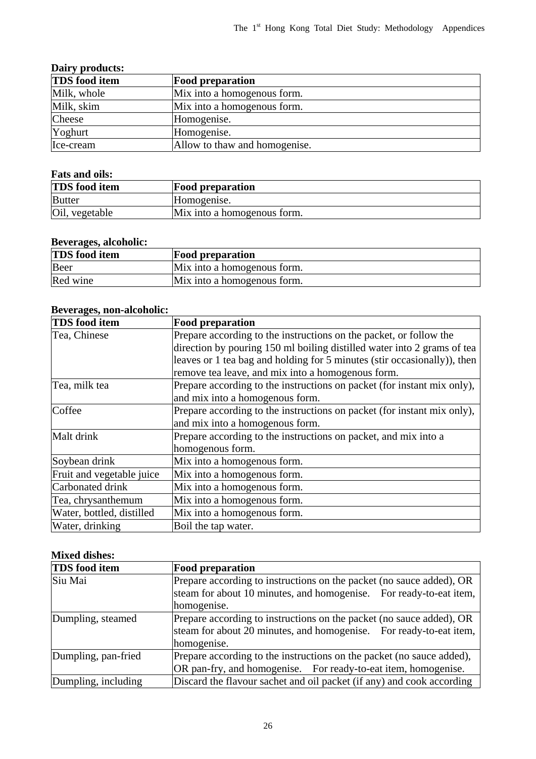**Dairy products:**

| TDS food item | Food preparation |
|---|---|
| Milk, whole | Mix into a homogenous form. |
| Milk, skim | Mix into a homogenous form. |
| Cheese | Homogenise. |
| Yoghurt | Homogenise. |
| Ice-cream | Allow to thaw and homogenise. |

**Fats and oils:**

| TDS food item | Food preparation |
|---|---|
| Butter | Homogenise. |
| Oil, vegetable | Mix into a homogenous form. |

**Beverages, alcoholic:**

| TDS food item | Food preparation |
|---|---|
| Beer | Mix into a homogenous form. |
| Red wine | Mix into a homogenous form. |

**Beverages, non-alcoholic:**

| TDS food item | Food preparation |
|---|---|
| Tea, Chinese | Prepare according to the instructions on the packet, or follow the direction by pouring 150 ml boiling distilled water into 2 grams of tea leaves or 1 tea bag and holding for 5 minutes (stir occasionally)), then remove tea leave, and mix into a homogenous form. |
| Tea, milk tea | Prepare according to the instructions on packet (for instant mix only), and mix into a homogenous form. |
| Coffee | Prepare according to the instructions on packet (for instant mix only), and mix into a homogenous form. |
| Malt drink | Prepare according to the instructions on packet, and mix into a homogenous form. |
| Soybean drink | Mix into a homogenous form. |
| Fruit and vegetable juice | Mix into a homogenous form. |
| Carbonated drink | Mix into a homogenous form. |
| Tea, chrysanthemum | Mix into a homogenous form. |
| Water, bottled, distilled | Mix into a homogenous form. |
| Water, drinking | Boil the tap water. |

**Mixed dishes:**

| TDS food item | Food preparation |
|---|---|
| Siu Mai | Prepare according to instructions on the packet (no sauce added), OR steam for about 10 minutes, and homogenise. For ready-to-eat item, homogenise. |
| Dumpling, steamed | Prepare according to instructions on the packet (no sauce added), OR steam for about 20 minutes, and homogenise. For ready-to-eat item, homogenise. |
| Dumpling, pan-fried | Prepare according to the instructions on the packet (no sauce added), OR pan-fry, and homogenise. For ready-to-eat item, homogenise. |
| Dumpling, including | Discard the flavour sachet and oil packet (if any) and cook according |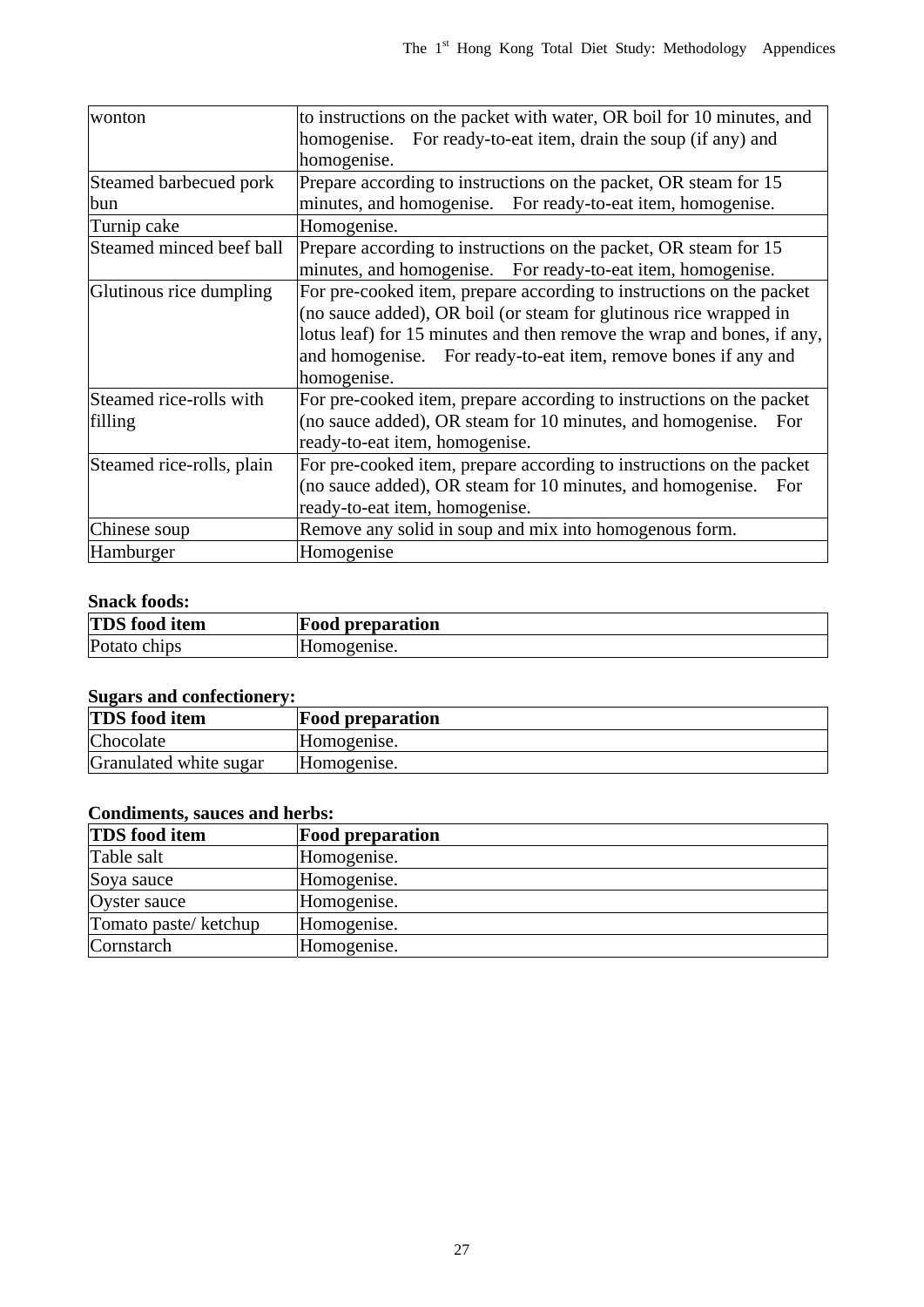| | |
|---|---|
| wonton | to instructions on the packet with water, OR boil for 10 minutes, and homogenise. For ready-to-eat item, drain the soup (if any) and homogenise. |
| Steamed barbecued pork bun | Prepare according to instructions on the packet, OR steam for 15 minutes, and homogenise. For ready-to-eat item, homogenise. |
| Turnip cake | Homogenise. |
| Steamed minced beef ball | Prepare according to instructions on the packet, OR steam for 15 minutes, and homogenise. For ready-to-eat item, homogenise. |
| Glutinous rice dumpling | For pre-cooked item, prepare according to instructions on the packet (no sauce added), OR boil (or steam for glutinous rice wrapped in lotus leaf) for 15 minutes and then remove the wrap and bones, if any, and homogenise. For ready-to-eat item, remove bones if any and homogenise. |
| Steamed rice-rolls with filling | For pre-cooked item, prepare according to instructions on the packet (no sauce added), OR steam for 10 minutes, and homogenise. For ready-to-eat item, homogenise. |
| Steamed rice-rolls, plain | For pre-cooked item, prepare according to instructions on the packet (no sauce added), OR steam for 10 minutes, and homogenise. For ready-to-eat item, homogenise. |
| Chinese soup | Remove any solid in soup and mix into homogenous form. |
| Hamburger | Homogenise |

**Snack foods:**

| TDS food item | Food preparation |
|---|---|
| Potato chips | Homogenise. |

**Sugars and confectionery:**

| TDS food item | Food preparation |
|---|---|
| Chocolate | Homogenise. |
| Granulated white sugar | Homogenise. |

**Condiments, sauces and herbs:**

| TDS food item | Food preparation |
|---|---|
| Table salt | Homogenise. |
| Soya sauce | Homogenise. |
| Oyster sauce | Homogenise. |
| Tomato paste/ ketchup | Homogenise. |
| Cornstarch | Homogenise. |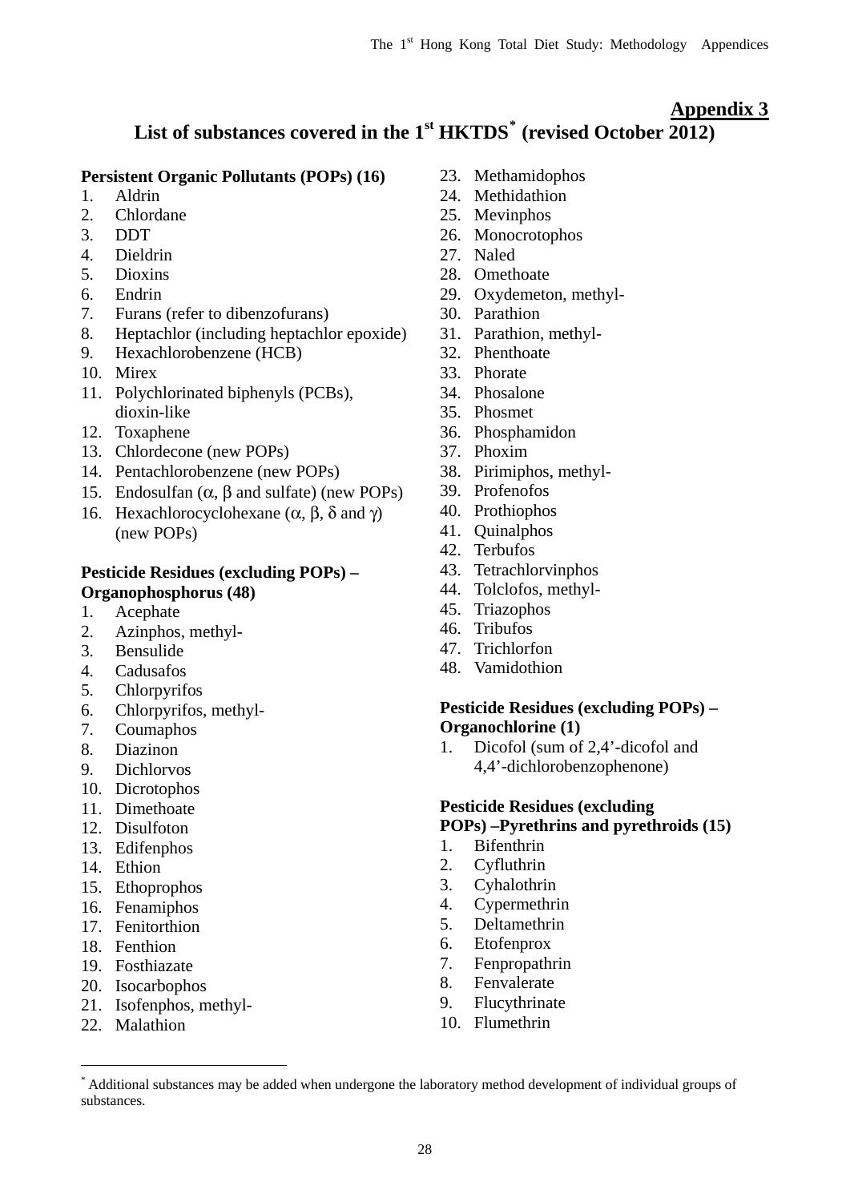## Appendix 3

# List of substances covered in the 1st HKTDS* (revised October 2012)

**Persistent Organic Pollutants (POPs) (16)**

1. Aldrin
2. Chlordane
3. DDT
4. Dieldrin
5. Dioxins
6. Endrin
7. Furans (refer to dibenzofurans)
8. Heptachlor (including heptachlor epoxide)
9. Hexachlorobenzene (HCB)
10. Mirex
11. Polychlorinated biphenyls (PCBs), dioxin-like
12. Toxaphene
13. Chlordecone (new POPs)
14. Pentachlorobenzene (new POPs)
15. Endosulfan ($\alpha$, $\beta$ and sulfate) (new POPs)
16. Hexachlorocyclohexane ($\alpha$, $\beta$, $\delta$ and $\gamma$) (new POPs)

**Pesticide Residues (excluding POPs) – Organophosphorus (48)**

1. Acephate
2. Azinphos, methyl-
3. Bensulide
4. Cadusafos
5. Chlorpyrifos
6. Chlorpyrifos, methyl-
7. Coumaphos
8. Diazinon
9. Dichlorvos
10. Dicrotophos
11. Dimethoate
12. Disulfoton
13. Edifenphos
14. Ethion
15. Ethoprophos
16. Fenamiphos
17. Fenitorthion
18. Fenthion
19. Fosthiazate
20. Isocarbophos
21. Isofenphos, methyl-
22. Malathion
23. Methamidophos
24. Methidathion
25. Mevinphos
26. Monocrotophos
27. Naled
28. Omethoate
29. Oxydemeton, methyl-
30. Parathion
31. Parathion, methyl-
32. Phenthoate
33. Phorate
34. Phosalone
35. Phosmet
36. Phosphamidon
37. Phoxim
38. Pirimiphos, methyl-
39. Profenofos
40. Prothiophos
41. Quinalphos
42. Terbufos
43. Tetrachlorvinphos
44. Tolclofos, methyl-
45. Triazophos
46. Tribufos
47. Trichlorfon
48. Vamidothion

**Pesticide Residues (excluding POPs) – Organochlorine (1)**

1. Dicofol (sum of 2,4'-dicofol and 4,4'-dichlorobenzophenone)

**Pesticide Residues (excluding POPs) –Pyrethrins and pyrethroids (15)**

1. Bifenthrin
2. Cyfluthrin
3. Cyhalothrin
4. Cypermethrin
5. Deltamethrin
6. Etofenprox
7. Fenpropathrin
8. Fenvalerate
9. Flucythrinate
10. Flumethrin

---

* Additional substances may be added when undergone the laboratory method development of individual groups of substances.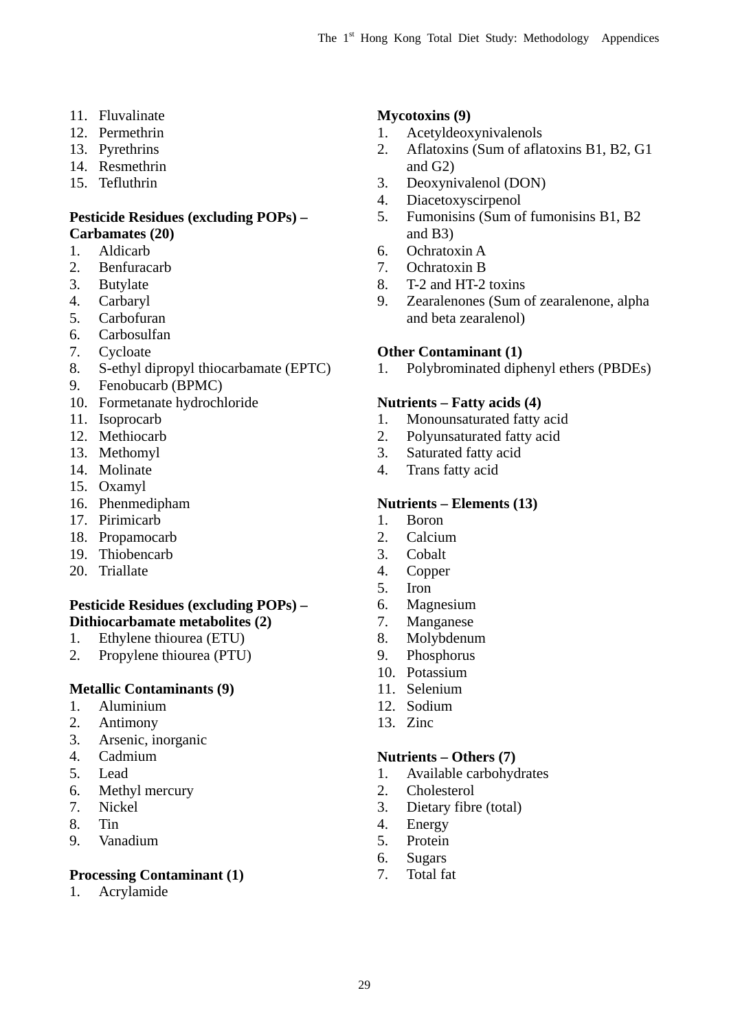11. Fluvalinate
12. Permethrin
13. Pyrethrins
14. Resmethrin
15. Tefluthrin

**Pesticide Residues (excluding POPs) – Carbamates (20)**

1. Aldicarb
2. Benfuracarb
3. Butylate
4. Carbaryl
5. Carbofuran
6. Carbosulfan
7. Cycloate
8. S-ethyl dipropyl thiocarbamate (EPTC)
9. Fenobucarb (BPMC)
10. Formetanate hydrochloride
11. Isoprocarb
12. Methiocarb
13. Methomyl
14. Molinate
15. Oxamyl
16. Phenmedipham
17. Pirimicarb
18. Propamocarb
19. Thiobencarb
20. Triallate

**Pesticide Residues (excluding POPs) – Dithiocarbamate metabolites (2)**

1. Ethylene thiourea (ETU)
2. Propylene thiourea (PTU)

**Metallic Contaminants (9)**

1. Aluminium
2. Antimony
3. Arsenic, inorganic
4. Cadmium
5. Lead
6. Methyl mercury
7. Nickel
8. Tin
9. Vanadium

**Processing Contaminant (1)**

1. Acrylamide

**Mycotoxins (9)**

1. Acetyldeoxynivalenols
2. Aflatoxins (Sum of aflatoxins B1, B2, G1 and G2)
3. Deoxynivalenol (DON)
4. Diacetoxyscirpenol
5. Fumonisins (Sum of fumonisins B1, B2 and B3)
6. Ochratoxin A
7. Ochratoxin B
8. T-2 and HT-2 toxins
9. Zearalenones (Sum of zearalenone, alpha and beta zearalenol)

**Other Contaminant (1)**

1. Polybrominated diphenyl ethers (PBDEs)

**Nutrients – Fatty acids (4)**

1. Monounsaturated fatty acid
2. Polyunsaturated fatty acid
3. Saturated fatty acid
4. Trans fatty acid

**Nutrients – Elements (13)**

1. Boron
2. Calcium
3. Cobalt
4. Copper
5. Iron
6. Magnesium
7. Manganese
8. Molybdenum
9. Phosphorus
10. Potassium
11. Selenium
12. Sodium
13. Zinc

**Nutrients – Others (7)**

1. Available carbohydrates
2. Cholesterol
3. Dietary fibre (total)
4. Energy
5. Protein
6. Sugars
7. Total fat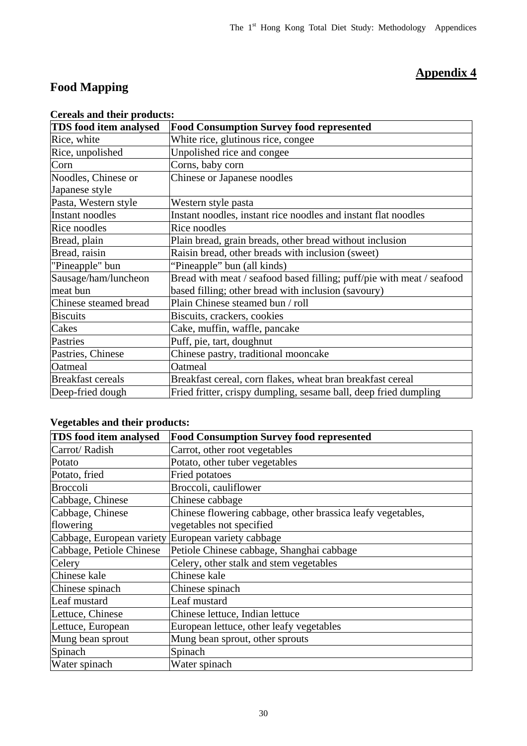## Appendix 4

# Food Mapping

**Cereals and their products:**

| TDS food item analysed | Food Consumption Survey food represented |
|---|---|
| Rice, white | White rice, glutinous rice, congee |
| Rice, unpolished | Unpolished rice and congee |
| Corn | Corns, baby corn |
| Noodles, Chinese or Japanese style | Chinese or Japanese noodles |
| Pasta, Western style | Western style pasta |
| Instant noodles | Instant noodles, instant rice noodles and instant flat noodles |
| Rice noodles | Rice noodles |
| Bread, plain | Plain bread, grain breads, other bread without inclusion |
| Bread, raisin | Raisin bread, other breads with inclusion (sweet) |
| "Pineapple" bun | "Pineapple" bun (all kinds) |
| Sausage/ham/luncheon meat bun | Bread with meat / seafood based filling; puff/pie with meat / seafood based filling; other bread with inclusion (savoury) |
| Chinese steamed bread | Plain Chinese steamed bun / roll |
| Biscuits | Biscuits, crackers, cookies |
| Cakes | Cake, muffin, waffle, pancake |
| Pastries | Puff, pie, tart, doughnut |
| Pastries, Chinese | Chinese pastry, traditional mooncake |
| Oatmeal | Oatmeal |
| Breakfast cereals | Breakfast cereal, corn flakes, wheat bran breakfast cereal |
| Deep-fried dough | Fried fritter, crispy dumpling, sesame ball, deep fried dumpling |

**Vegetables and their products:**

| TDS food item analysed | Food Consumption Survey food represented |
|---|---|
| Carrot/ Radish | Carrot, other root vegetables |
| Potato | Potato, other tuber vegetables |
| Potato, fried | Fried potatoes |
| Broccoli | Broccoli, cauliflower |
| Cabbage, Chinese | Chinese cabbage |
| Cabbage, Chinese flowering | Chinese flowering cabbage, other brassica leafy vegetables, vegetables not specified |
| Cabbage, European variety | European variety cabbage |
| Cabbage, Petiole Chinese | Petiole Chinese cabbage, Shanghai cabbage |
| Celery | Celery, other stalk and stem vegetables |
| Chinese kale | Chinese kale |
| Chinese spinach | Chinese spinach |
| Leaf mustard | Leaf mustard |
| Lettuce, Chinese | Chinese lettuce, Indian lettuce |
| Lettuce, European | European lettuce, other leafy vegetables |
| Mung bean sprout | Mung bean sprout, other sprouts |
| Spinach | Spinach |
| Water spinach | Water spinach |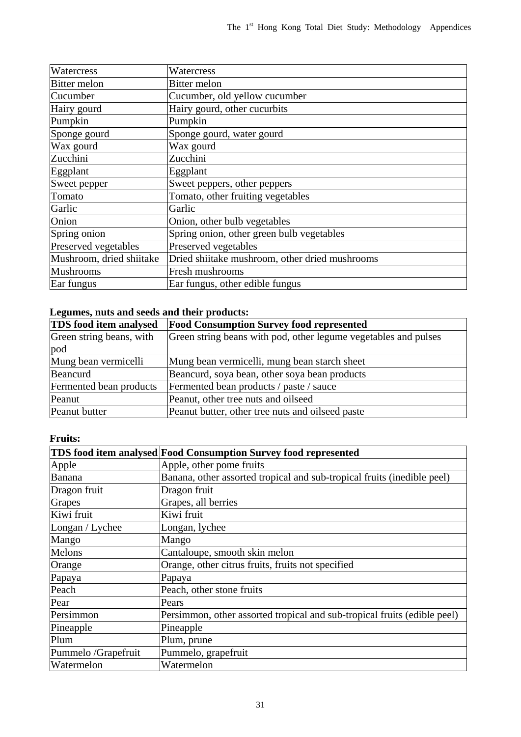| Watercress | Watercress |
|---|---|
| Bitter melon | Bitter melon |
| Cucumber | Cucumber, old yellow cucumber |
| Hairy gourd | Hairy gourd, other cucurbits |
| Pumpkin | Pumpkin |
| Sponge gourd | Sponge gourd, water gourd |
| Wax gourd | Wax gourd |
| Zucchini | Zucchini |
| Eggplant | Eggplant |
| Sweet pepper | Sweet peppers, other peppers |
| Tomato | Tomato, other fruiting vegetables |
| Garlic | Garlic |
| Onion | Onion, other bulb vegetables |
| Spring onion | Spring onion, other green bulb vegetables |
| Preserved vegetables | Preserved vegetables |
| Mushroom, dried shiitake | Dried shiitake mushroom, other dried mushrooms |
| Mushrooms | Fresh mushrooms |
| Ear fungus | Ear fungus, other edible fungus |

**Legumes, nuts and seeds and their products:**

| TDS food item analysed | Food Consumption Survey food represented |
|---|---|
| Green string beans, with pod | Green string beans with pod, other legume vegetables and pulses |
| Mung bean vermicelli | Mung bean vermicelli, mung bean starch sheet |
| Beancurd | Beancurd, soya bean, other soya bean products |
| Fermented bean products | Fermented bean products / paste / sauce |
| Peanut | Peanut, other tree nuts and oilseed |
| Peanut butter | Peanut butter, other tree nuts and oilseed paste |

**Fruits:**

| TDS food item analysed | Food Consumption Survey food represented |
|---|---|
| Apple | Apple, other pome fruits |
| Banana | Banana, other assorted tropical and sub-tropical fruits (inedible peel) |
| Dragon fruit | Dragon fruit |
| Grapes | Grapes, all berries |
| Kiwi fruit | Kiwi fruit |
| Longan / Lychee | Longan, lychee |
| Mango | Mango |
| Melons | Cantaloupe, smooth skin melon |
| Orange | Orange, other citrus fruits, fruits not specified |
| Papaya | Papaya |
| Peach | Peach, other stone fruits |
| Pear | Pears |
| Persimmon | Persimmon, other assorted tropical and sub-tropical fruits (edible peel) |
| Pineapple | Pineapple |
| Plum | Plum, prune |
| Pummelo /Grapefruit | Pummelo, grapefruit |
| Watermelon | Watermelon |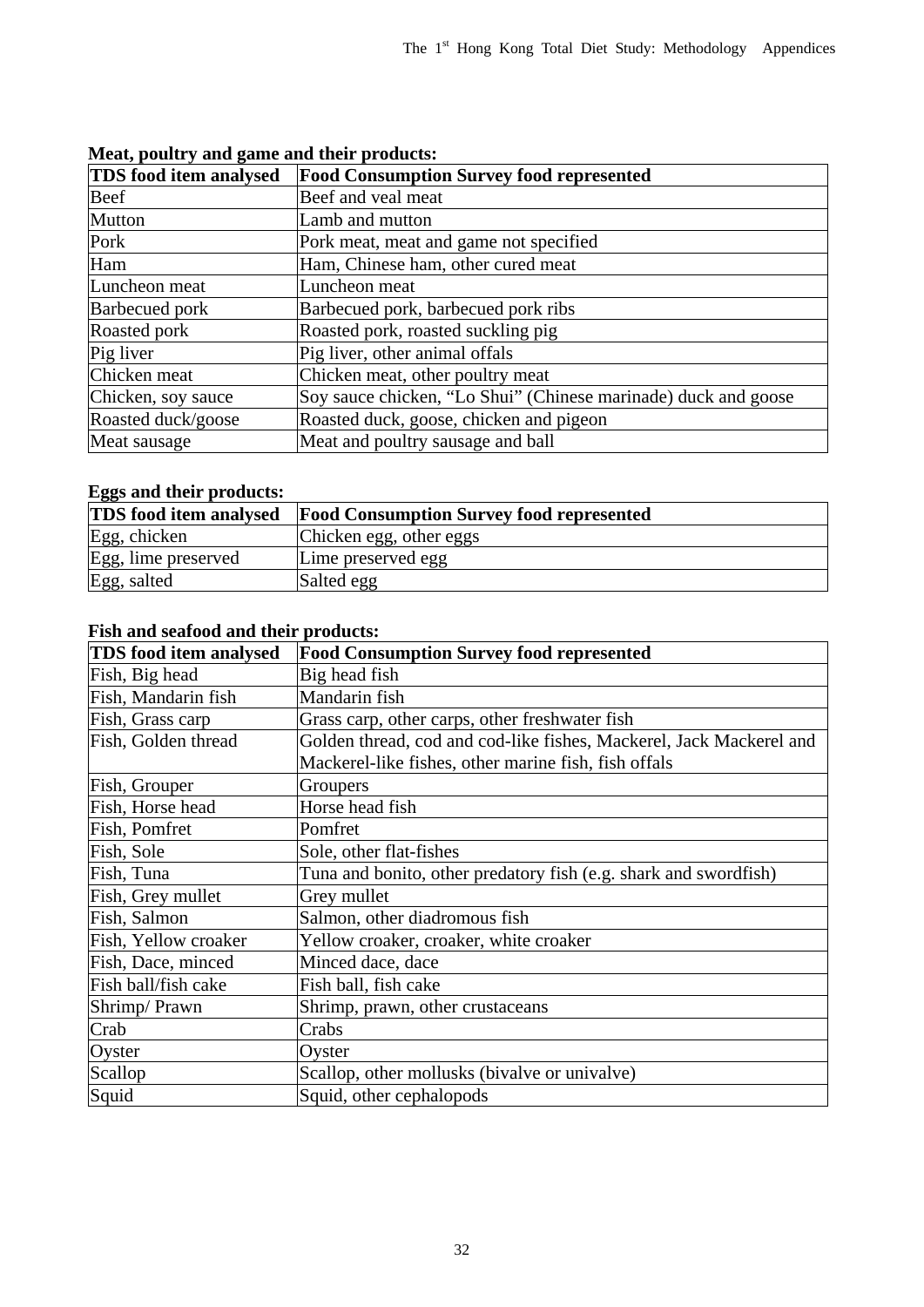**Meat, poultry and game and their products:**

| TDS food item analysed | Food Consumption Survey food represented |
|---|---|
| Beef | Beef and veal meat |
| Mutton | Lamb and mutton |
| Pork | Pork meat, meat and game not specified |
| Ham | Ham, Chinese ham, other cured meat |
| Luncheon meat | Luncheon meat |
| Barbecued pork | Barbecued pork, barbecued pork ribs |
| Roasted pork | Roasted pork, roasted suckling pig |
| Pig liver | Pig liver, other animal offals |
| Chicken meat | Chicken meat, other poultry meat |
| Chicken, soy sauce | Soy sauce chicken, "Lo Shui" (Chinese marinade) duck and goose |
| Roasted duck/goose | Roasted duck, goose, chicken and pigeon |
| Meat sausage | Meat and poultry sausage and ball |

**Eggs and their products:**

| TDS food item analysed | Food Consumption Survey food represented |
|---|---|
| Egg, chicken | Chicken egg, other eggs |
| Egg, lime preserved | Lime preserved egg |
| Egg, salted | Salted egg |

**Fish and seafood and their products:**

| TDS food item analysed | Food Consumption Survey food represented |
|---|---|
| Fish, Big head | Big head fish |
| Fish, Mandarin fish | Mandarin fish |
| Fish, Grass carp | Grass carp, other carps, other freshwater fish |
| Fish, Golden thread | Golden thread, cod and cod-like fishes, Mackerel, Jack Mackerel and Mackerel-like fishes, other marine fish, fish offals |
| Fish, Grouper | Groupers |
| Fish, Horse head | Horse head fish |
| Fish, Pomfret | Pomfret |
| Fish, Sole | Sole, other flat-fishes |
| Fish, Tuna | Tuna and bonito, other predatory fish (e.g. shark and swordfish) |
| Fish, Grey mullet | Grey mullet |
| Fish, Salmon | Salmon, other diadromous fish |
| Fish, Yellow croaker | Yellow croaker, croaker, white croaker |
| Fish, Dace, minced | Minced dace, dace |
| Fish ball/fish cake | Fish ball, fish cake |
| Shrimp/ Prawn | Shrimp, prawn, other crustaceans |
| Crab | Crabs |
| Oyster | Oyster |
| Scallop | Scallop, other mollusks (bivalve or univalve) |
| Squid | Squid, other cephalopods |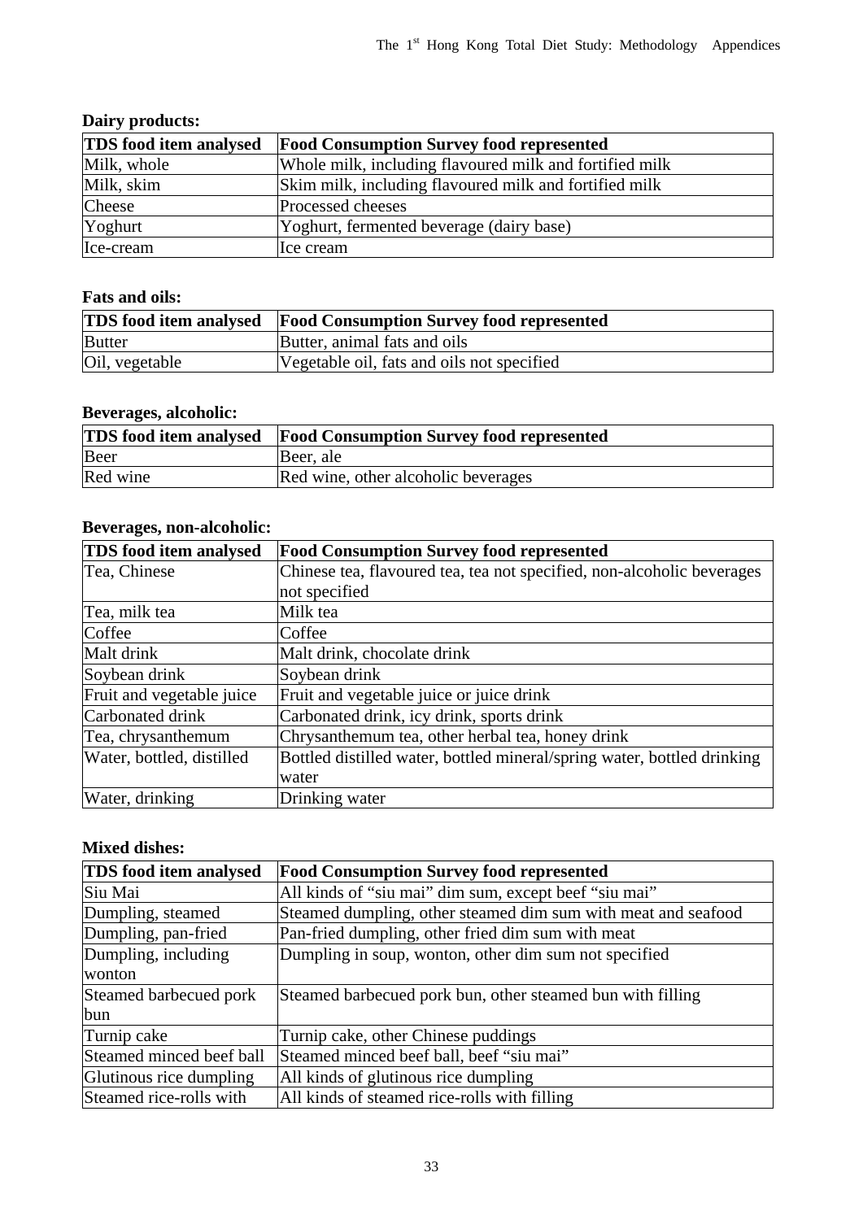**Dairy products:**

| TDS food item analysed | Food Consumption Survey food represented |
|---|---|
| Milk, whole | Whole milk, including flavoured milk and fortified milk |
| Milk, skim | Skim milk, including flavoured milk and fortified milk |
| Cheese | Processed cheeses |
| Yoghurt | Yoghurt, fermented beverage (dairy base) |
| Ice-cream | Ice cream |

**Fats and oils:**

| TDS food item analysed | Food Consumption Survey food represented |
|---|---|
| Butter | Butter, animal fats and oils |
| Oil, vegetable | Vegetable oil, fats and oils not specified |

**Beverages, alcoholic:**

| TDS food item analysed | Food Consumption Survey food represented |
|---|---|
| Beer | Beer, ale |
| Red wine | Red wine, other alcoholic beverages |

**Beverages, non-alcoholic:**

| TDS food item analysed | Food Consumption Survey food represented |
|---|---|
| Tea, Chinese | Chinese tea, flavoured tea, tea not specified, non-alcoholic beverages not specified |
| Tea, milk tea | Milk tea |
| Coffee | Coffee |
| Malt drink | Malt drink, chocolate drink |
| Soybean drink | Soybean drink |
| Fruit and vegetable juice | Fruit and vegetable juice or juice drink |
| Carbonated drink | Carbonated drink, icy drink, sports drink |
| Tea, chrysanthemum | Chrysanthemum tea, other herbal tea, honey drink |
| Water, bottled, distilled | Bottled distilled water, bottled mineral/spring water, bottled drinking water |
| Water, drinking | Drinking water |

**Mixed dishes:**

| TDS food item analysed | Food Consumption Survey food represented |
|---|---|
| Siu Mai | All kinds of "siu mai" dim sum, except beef "siu mai" |
| Dumpling, steamed | Steamed dumpling, other steamed dim sum with meat and seafood |
| Dumpling, pan-fried | Pan-fried dumpling, other fried dim sum with meat |
| Dumpling, including wonton | Dumpling in soup, wonton, other dim sum not specified |
| Steamed barbecued pork bun | Steamed barbecued pork bun, other steamed bun with filling |
| Turnip cake | Turnip cake, other Chinese puddings |
| Steamed minced beef ball | Steamed minced beef ball, beef "siu mai" |
| Glutinous rice dumpling | All kinds of glutinous rice dumpling |
| Steamed rice-rolls with | All kinds of steamed rice-rolls with filling |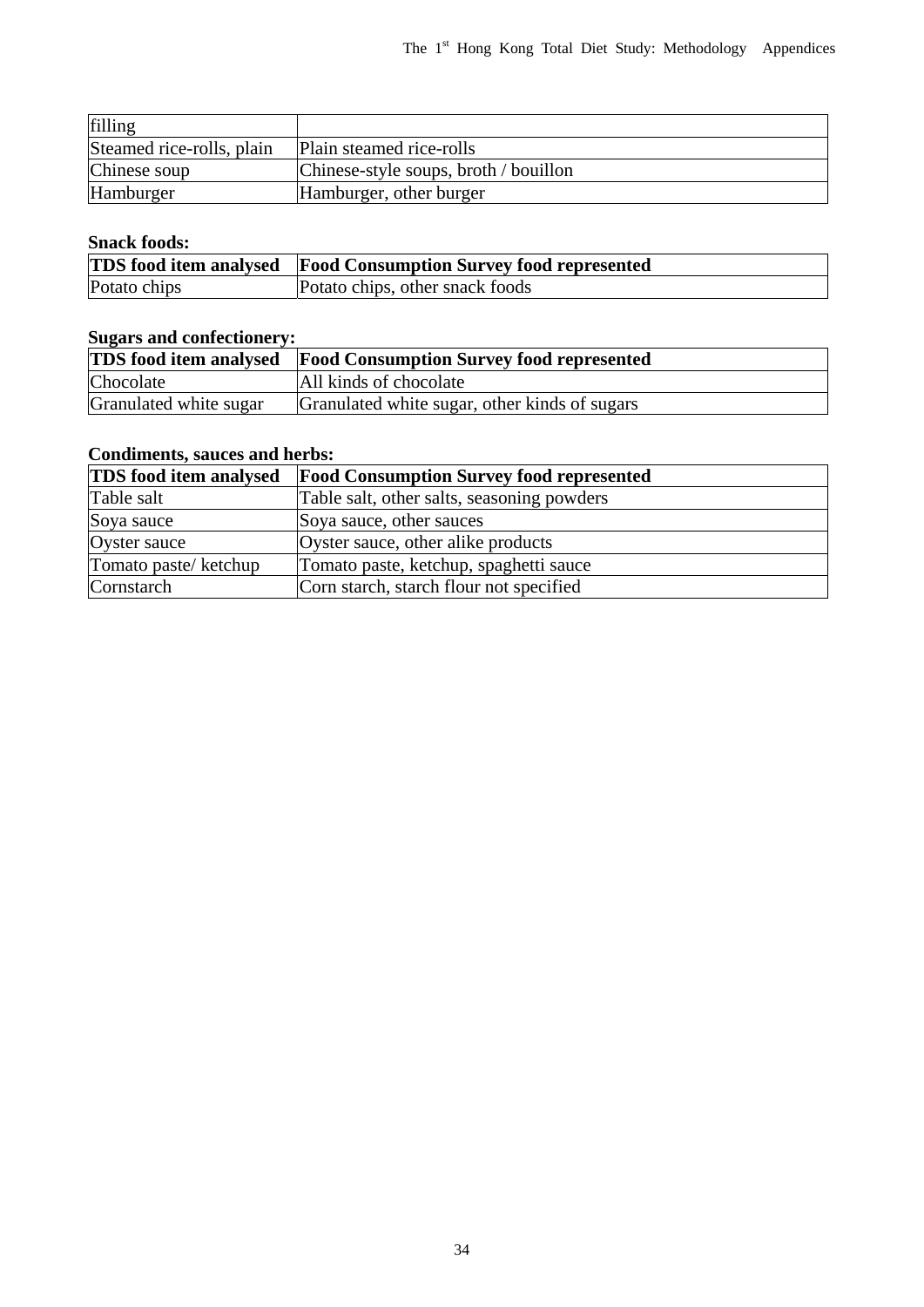| | |
|---|---|
| filling | |
| Steamed rice-rolls, plain | Plain steamed rice-rolls |
| Chinese soup | Chinese-style soups, broth / bouillon |
| Hamburger | Hamburger, other burger |

**Snack foods:**

| TDS food item analysed | Food Consumption Survey food represented |
|---|---|
| Potato chips | Potato chips, other snack foods |

**Sugars and confectionery:**

| TDS food item analysed | Food Consumption Survey food represented |
|---|---|
| Chocolate | All kinds of chocolate |
| Granulated white sugar | Granulated white sugar, other kinds of sugars |

**Condiments, sauces and herbs:**

| TDS food item analysed | Food Consumption Survey food represented |
|---|---|
| Table salt | Table salt, other salts, seasoning powders |
| Soya sauce | Soya sauce, other sauces |
| Oyster sauce | Oyster sauce, other alike products |
| Tomato paste/ ketchup | Tomato paste, ketchup, spaghetti sauce |
| Cornstarch | Corn starch, starch flour not specified |